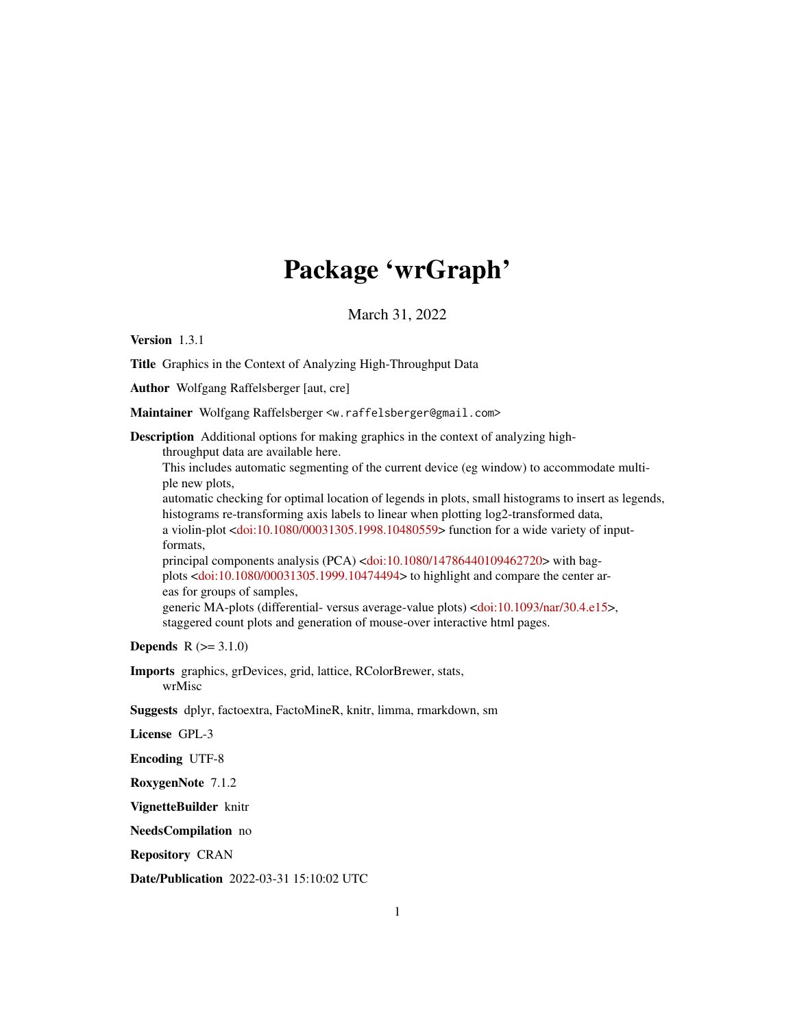# Package 'wrGraph'

March 31, 2022

**Version** 1.3.1

**Title** Graphics in the Context of Analyzing High-Throughput Data

**Author** Wolfgang Raffelsberger [aut, cre]

**Maintainer** Wolfgang Raffelsberger <w.raffelsberger@gmail.com>

**Description** Additional options for making graphics in the context of analyzing high-throughput data are available here.
This includes automatic segmenting of the current device (eg window) to accommodate multiple new plots,
automatic checking for optimal location of legends in plots, small histograms to insert as legends,
histograms re-transforming axis labels to linear when plotting log2-transformed data,
a violin-plot <doi:10.1080/00031305.1998.10480559> function for a wide variety of input-formats,
principal components analysis (PCA) <doi:10.1080/14786440109462720> with bag-plots <doi:10.1080/00031305.1999.10474494> to highlight and compare the center areas for groups of samples,
generic MA-plots (differential- versus average-value plots) <doi:10.1093/nar/30.4.e15>,
staggered count plots and generation of mouse-over interactive html pages.

**Depends** R (>= 3.1.0)

**Imports** graphics, grDevices, grid, lattice, RColorBrewer, stats, wrMisc

**Suggests** dplyr, factoextra, FactoMineR, knitr, limma, rmarkdown, sm

**License** GPL-3

**Encoding** UTF-8

**RoxygenNote** 7.1.2

**VignetteBuilder** knitr

**NeedsCompilation** no

**Repository** CRAN

**Date/Publication** 2022-03-31 15:10:02 UTC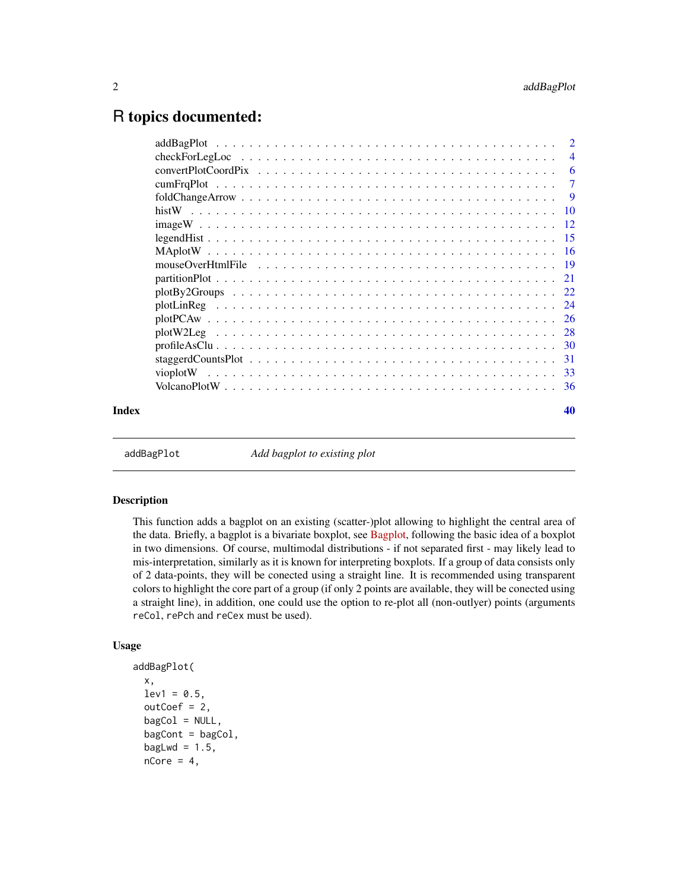# R topics documented:

| | |
|---|---|
| addBagPlot | 2 |
| checkForLegLoc | 4 |
| convertPlotCoordPix | 6 |
| cumFrqPlot | 7 |
| foldChangeArrow | 9 |
| histW | 10 |
| imageW | 12 |
| legendHist | 15 |
| MAplotW | 16 |
| mouseOverHtmlFile | 19 |
| partitionPlot | 21 |
| plotBy2Groups | 22 |
| plotLinReg | 24 |
| plotPCAw | 26 |
| plotW2Leg | 28 |
| profileAsClu | 30 |
| staggerdCountsPlot | 31 |
| vioplotW | 33 |
| VolcanoPlotW | 36 |
| **Index** | **40** |

---

`addBagPlot` *Add bagplot to existing plot*

---

## Description

This function adds a bagplot on an existing (scatter-)plot allowing to highlight the central area of the data. Briefly, a bagplot is a bivariate boxplot, see Bagplot, following the basic idea of a boxplot in two dimensions. Of course, multimodal distributions - if not separated first - may likely lead to mis-interpretation, similarly as it is known for interpreting boxplots. If a group of data consists only of 2 data-points, they will be conected using a straight line. It is recommended using transparent colors to highlight the core part of a group (if only 2 points are available, they will be conected using a straight line), in addition, one could use the option to re-plot all (non-outlyer) points (arguments `reCol`, `rePch` and `reCex` must be used).

## Usage

```
addBagPlot(
  x,
  lev1 = 0.5,
  outCoef = 2,
  bagCol = NULL,
  bagCont = bagCol,
  bagLwd = 1.5,
  nCore = 4,
```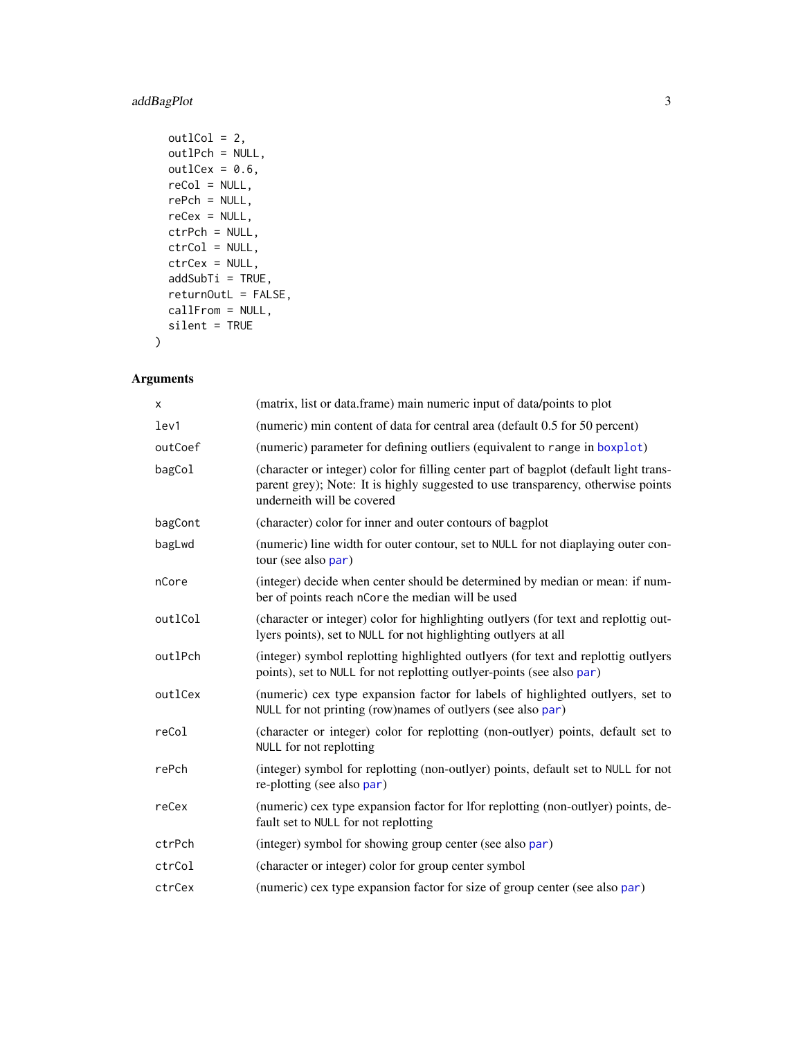```
  outlCol = 2,
  outlPch = NULL,
  outlCex = 0.6,
  reCol = NULL,
  rePch = NULL,
  reCex = NULL,
  ctrPch = NULL,
  ctrCol = NULL,
  ctrCex = NULL,
  addSubTi = TRUE,
  returnOutL = FALSE,
  callFrom = NULL,
  silent = TRUE
)
```

## Arguments

| Argument | Description |
|---|---|
| x | (matrix, list or data.frame) main numeric input of data/points to plot |
| lev1 | (numeric) min content of data for central area (default 0.5 for 50 percent) |
| outCoef | (numeric) parameter for defining outliers (equivalent to `range` in `boxplot`) |
| bagCol | (character or integer) color for filling center part of bagplot (default light transparent grey); Note: It is highly suggested to use transparency, otherwise points underneith will be covered |
| bagCont | (character) color for inner and outer contours of bagplot |
| bagLwd | (numeric) line width for outer contour, set to `NULL` for not diaplaying outer contour (see also `par`) |
| nCore | (integer) decide when center should be determined by median or mean: if number of points reach `nCore` the median will be used |
| outlCol | (character or integer) color for highlighting outlyers (for text and replottig outlyers points), set to `NULL` for not highlighting outlyers at all |
| outlPch | (integer) symbol replotting highlighted outlyers (for text and replottig outlyers points), set to `NULL` for not replotting outlyer-points (see also `par`) |
| outlCex | (numeric) cex type expansion factor for labels of highlighted outlyers, set to `NULL` for not printing (row)names of outlyers (see also `par`) |
| reCol | (character or integer) color for replotting (non-outlyer) points, default set to `NULL` for not replotting |
| rePch | (integer) symbol for replotting (non-outlyer) points, default set to `NULL` for not re-plotting (see also `par`) |
| reCex | (numeric) cex type expansion factor for lfor replotting (non-outlyer) points, default set to `NULL` for not replotting |
| ctrPch | (integer) symbol for showing group center (see also `par`) |
| ctrCol | (character or integer) color for group center symbol |
| ctrCex | (numeric) cex type expansion factor for size of group center (see also `par`) |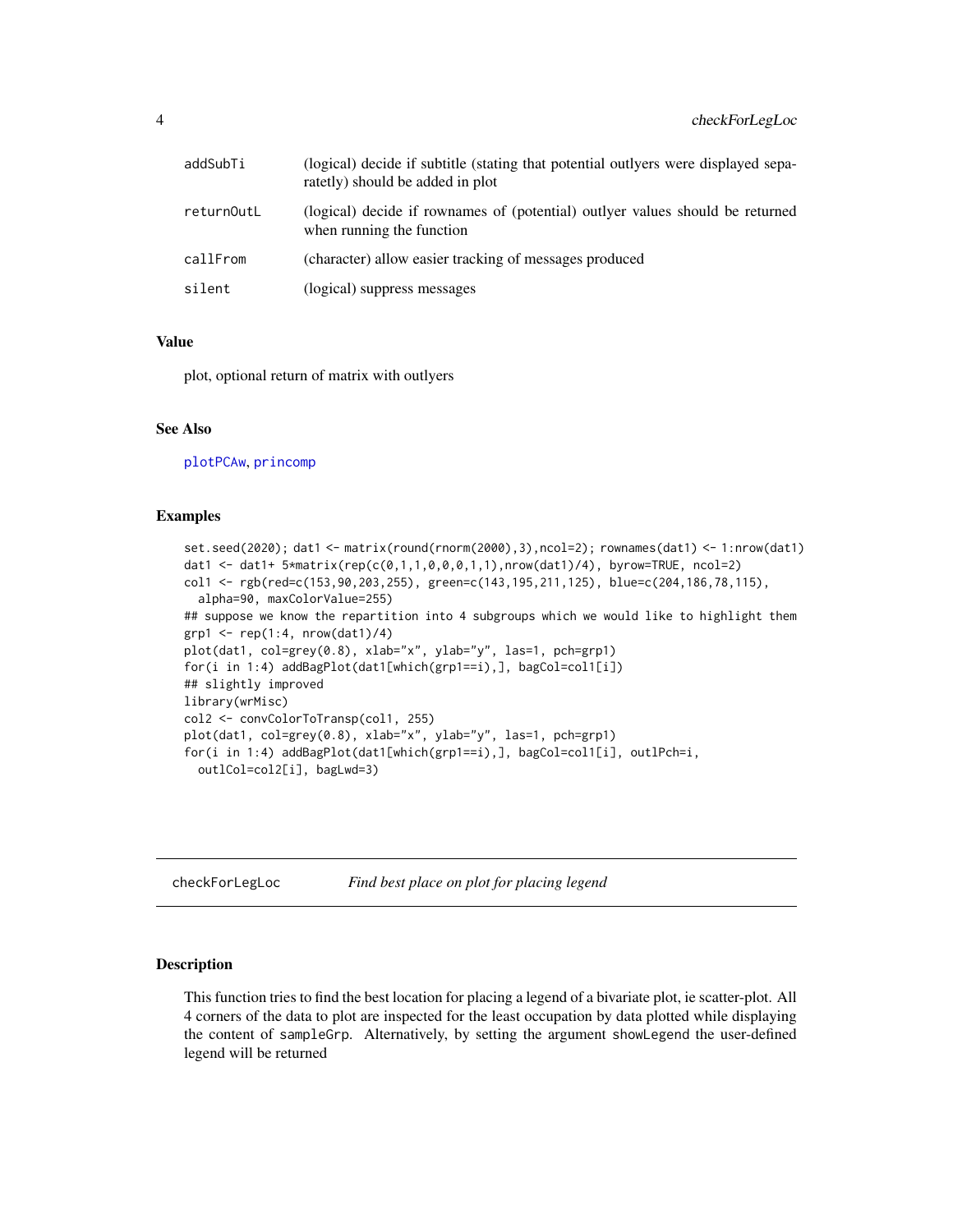| | |
|---|---|
| addSubTi | (logical) decide if subtitle (stating that potential outlyers were displayed separatetly) should be added in plot |
| returnOutL | (logical) decide if rownames of (potential) outlyer values should be returned when running the function |
| callFrom | (character) allow easier tracking of messages produced |
| silent | (logical) suppress messages |

### Value

plot, optional return of matrix with outlyers

### See Also

plotPCAw, princomp

### Examples

```
set.seed(2020); dat1 <- matrix(round(rnorm(2000),3),ncol=2); rownames(dat1) <- 1:nrow(dat1)
dat1 <- dat1+ 5*matrix(rep(c(0,1,1,0,0,0,1,1),nrow(dat1)/4), byrow=TRUE, ncol=2)
col1 <- rgb(red=c(153,90,203,255), green=c(143,195,211,125), blue=c(204,186,78,115),
  alpha=90, maxColorValue=255)
## suppose we know the repartition into 4 subgroups which we would like to highlight them
grp1 <- rep(1:4, nrow(dat1)/4)
plot(dat1, col=grey(0.8), xlab="x", ylab="y", las=1, pch=grp1)
for(i in 1:4) addBagPlot(dat1[which(grp1==i),], bagCol=col1[i])
## slightly improved
library(wrMisc)
col2 <- convColorToTransp(col1, 255)
plot(dat1, col=grey(0.8), xlab="x", ylab="y", las=1, pch=grp1)
for(i in 1:4) addBagPlot(dat1[which(grp1==i),], bagCol=col1[i], outlPch=i,
  outlCol=col2[i], bagLwd=3)
```

## checkForLegLoc — *Find best place on plot for placing legend*

### Description

This function tries to find the best location for placing a legend of a bivariate plot, ie scatter-plot. All 4 corners of the data to plot are inspected for the least occupation by data plotted while displaying the content of sampleGrp. Alternatively, by setting the argument showLegend the user-defined legend will be returned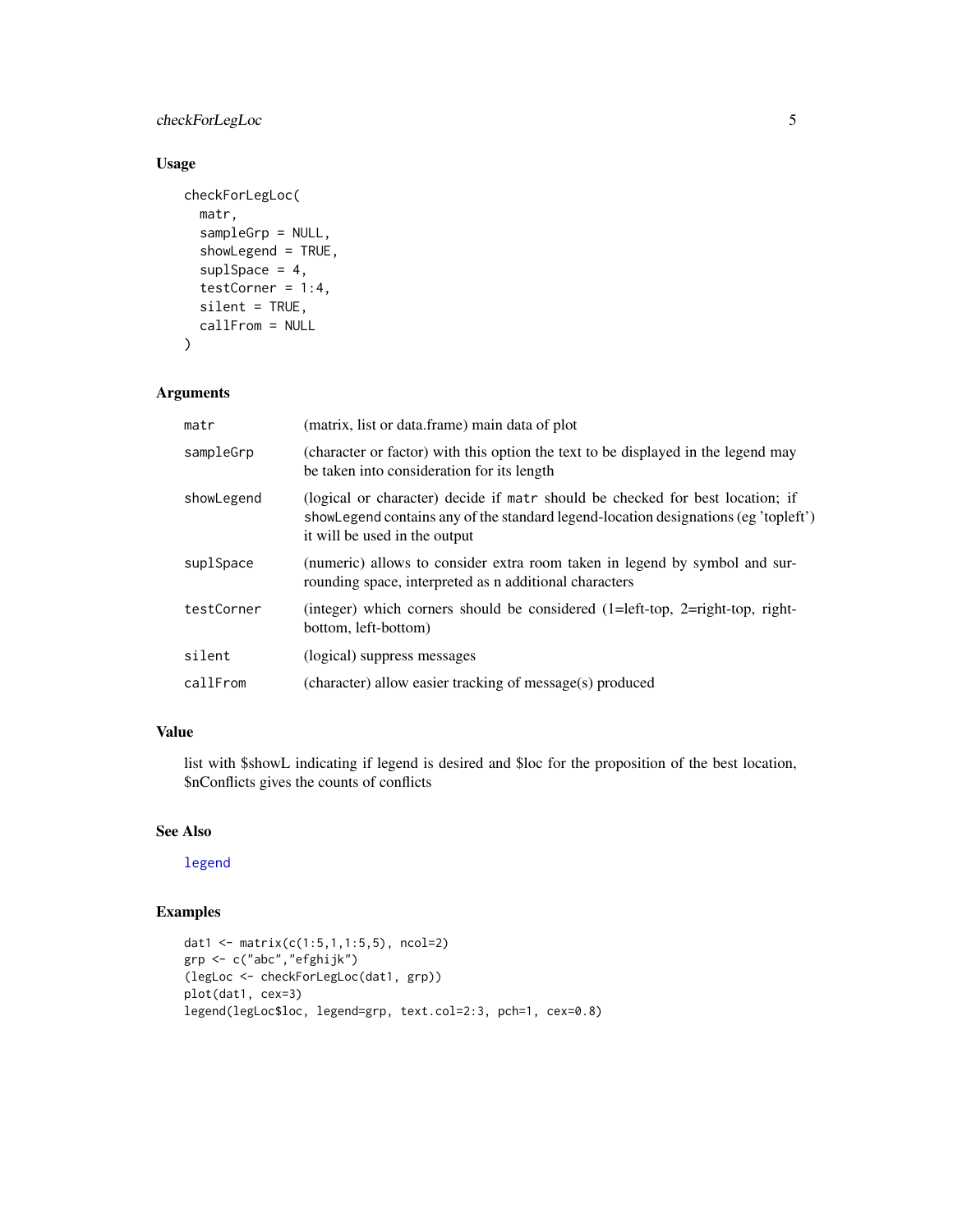### Usage

```
checkForLegLoc(
  matr,
  sampleGrp = NULL,
  showLegend = TRUE,
  suplSpace = 4,
  testCorner = 1:4,
  silent = TRUE,
  callFrom = NULL
)
```

### Arguments

| | |
|---|---|
| `matr` | (matrix, list or data.frame) main data of plot |
| `sampleGrp` | (character or factor) with this option the text to be displayed in the legend may be taken into consideration for its length |
| `showLegend` | (logical or character) decide if `matr` should be checked for best location; if `showLegend` contains any of the standard legend-location designations (eg 'topleft') it will be used in the output |
| `suplSpace` | (numeric) allows to consider extra room taken in legend by symbol and surrounding space, interpreted as n additional characters |
| `testCorner` | (integer) which corners should be considered (1=left-top, 2=right-top, right-bottom, left-bottom) |
| `silent` | (logical) suppress messages |
| `callFrom` | (character) allow easier tracking of message(s) produced |

### Value

list with $showL indicating if legend is desired and $loc for the proposition of the best location, $nConflicts gives the counts of conflicts

### See Also

legend

### Examples

```
dat1 <- matrix(c(1:5,1,1:5,5), ncol=2)
grp <- c("abc","efghijk")
(legLoc <- checkForLegLoc(dat1, grp))
plot(dat1, cex=3)
legend(legLoc$loc, legend=grp, text.col=2:3, pch=1, cex=0.8)
```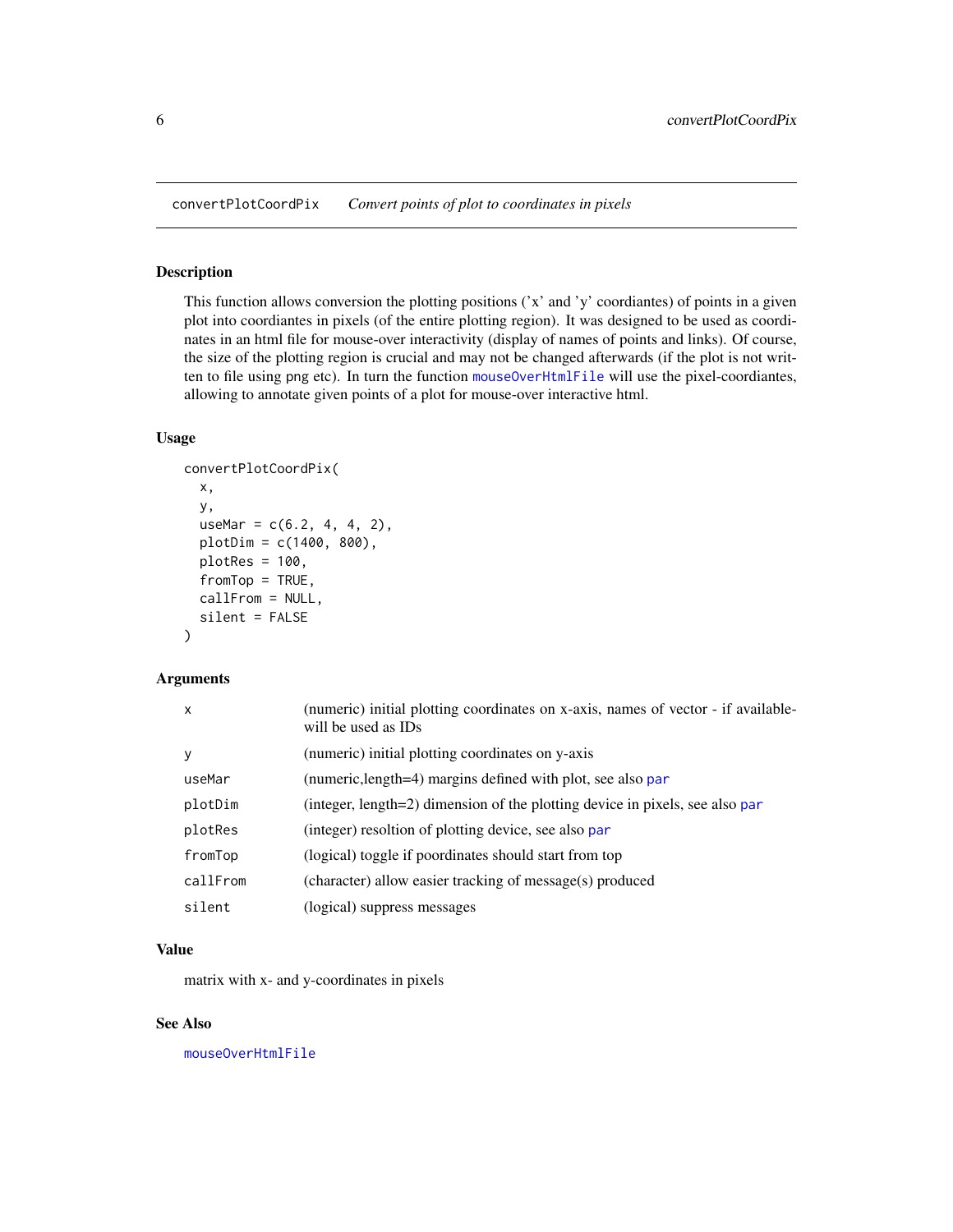convertPlotCoordPix *Convert points of plot to coordinates in pixels*

## Description

This function allows conversion the plotting positions ('x' and 'y' coordiantes) of points in a given plot into coordiantes in pixels (of the entire plotting region). It was designed to be used as coordinates in an html file for mouse-over interactivity (display of names of points and links). Of course, the size of the plotting region is crucial and may not be changed afterwards (if the plot is not written to file using png etc). In turn the function mouseOverHtmlFile will use the pixel-coordiantes, allowing to annotate given points of a plot for mouse-over interactive html.

## Usage

```
convertPlotCoordPix(
  x,
  y,
  useMar = c(6.2, 4, 4, 2),
  plotDim = c(1400, 800),
  plotRes = 100,
  fromTop = TRUE,
  callFrom = NULL,
  silent = FALSE
)
```

## Arguments

| | |
|---|---|
| x | (numeric) initial plotting coordinates on x-axis, names of vector - if available- will be used as IDs |
| y | (numeric) initial plotting coordinates on y-axis |
| useMar | (numeric,length=4) margins defined with plot, see also par |
| plotDim | (integer, length=2) dimension of the plotting device in pixels, see also par |
| plotRes | (integer) resoltion of plotting device, see also par |
| fromTop | (logical) toggle if poordinates should start from top |
| callFrom | (character) allow easier tracking of message(s) produced |
| silent | (logical) suppress messages |

## Value

matrix with x- and y-coordinates in pixels

## See Also

mouseOverHtmlFile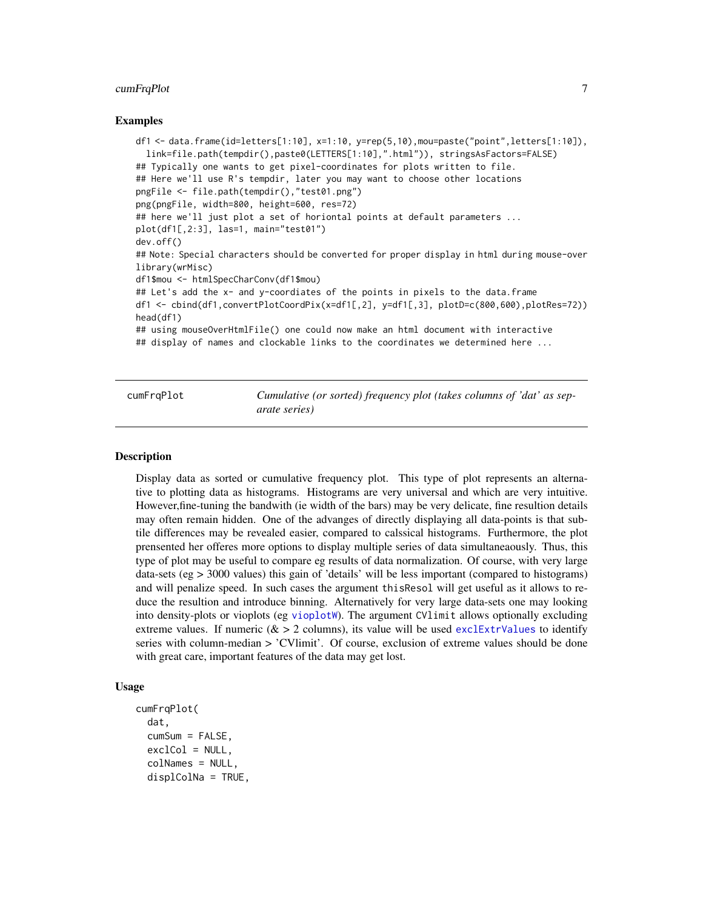## Examples

```
df1 <- data.frame(id=letters[1:10], x=1:10, y=rep(5,10),mou=paste("point",letters[1:10]),
  link=file.path(tempdir(),paste0(LETTERS[1:10],".html")), stringsAsFactors=FALSE)
## Typically one wants to get pixel-coordinates for plots written to file.
## Here we'll use R's tempdir, later you may want to choose other locations
pngFile <- file.path(tempdir(),"test01.png")
png(pngFile, width=800, height=600, res=72)
## here we'll just plot a set of horiontal points at default parameters ...
plot(df1[,2:3], las=1, main="test01")
dev.off()
## Note: Special characters should be converted for proper display in html during mouse-over
library(wrMisc)
df1$mou <- htmlSpecCharConv(df1$mou)
## Let's add the x- and y-coordiates of the points in pixels to the data.frame
df1 <- cbind(df1,convertPlotCoordPix(x=df1[,2], y=df1[,3], plotD=c(800,600),plotRes=72))
head(df1)
## using mouseOverHtmlFile() one could now make an html document with interactive
## display of names and clockable links to the coordinates we determined here ...
```

---

# cumFrqPlot — *Cumulative (or sorted) frequency plot (takes columns of 'dat' as separate series)*

## Description

Display data as sorted or cumulative frequency plot. This type of plot represents an alternative to plotting data as histograms. Histograms are very universal and which are very intuitive. However,fine-tuning the bandwith (ie width of the bars) may be very delicate, fine resultion details may often remain hidden. One of the advanges of directly displaying all data-points is that subtile differences may be revealed easier, compared to calssical histograms. Furthermore, the plot prensented her offeres more options to display multiple series of data simultaneaously. Thus, this type of plot may be useful to compare eg results of data normalization. Of course, with very large data-sets (eg > 3000 values) this gain of 'details' will be less important (compared to histograms) and will penalize speed. In such cases the argument `thisResol` will get useful as it allows to reduce the resultion and introduce binning. Alternatively for very large data-sets one may looking into density-plots or vioplots (eg `vioplotW`). The argument `CVlimit` allows optionally excluding extreme values. If numeric (& > 2 columns), its value will be used `exclExtrValues` to identify series with column-median > 'CVlimit'. Of course, exclusion of extreme values should be done with great care, important features of the data may get lost.

## Usage

```
cumFrqPlot(
  dat,
  cumSum = FALSE,
  exclCol = NULL,
  colNames = NULL,
  displColNa = TRUE,
```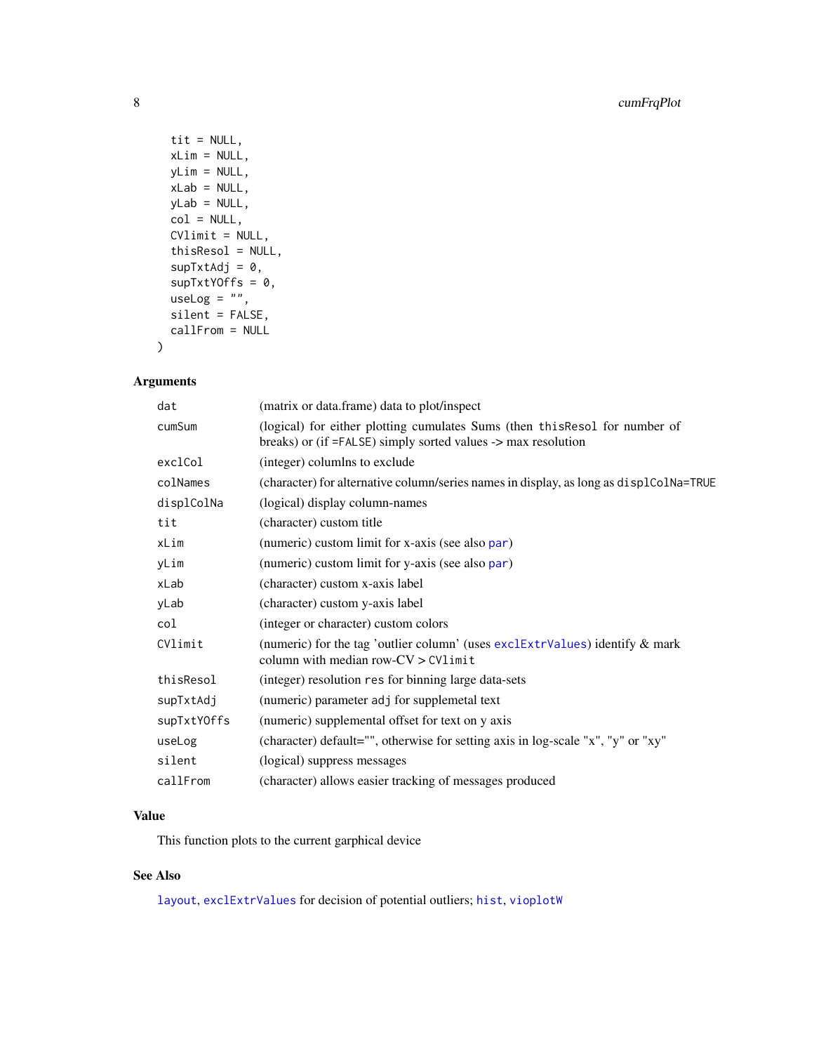```
  tit = NULL,
  xLim = NULL,
  yLim = NULL,
  xLab = NULL,
  yLab = NULL,
  col = NULL,
  CVlimit = NULL,
  thisResol = NULL,
  supTxtAdj = 0,
  supTxtYOffs = 0,
  useLog = "",
  silent = FALSE,
  callFrom = NULL
)
```

## Arguments

| | |
|---|---|
| `dat` | (matrix or data.frame) data to plot/inspect |
| `cumSum` | (logical) for either plotting cumulates Sums (then `thisResol` for number of breaks) or (if `=FALSE`) simply sorted values -> max resolution |
| `exclCol` | (integer) colulmns to exclude |
| `colNames` | (character) for alternative column/series names in display, as long as `displColNa=TRUE` |
| `displColNa` | (logical) display column-names |
| `tit` | (character) custom title |
| `xLim` | (numeric) custom limit for x-axis (see also `par`) |
| `yLim` | (numeric) custom limit for y-axis (see also `par`) |
| `xLab` | (character) custom x-axis label |
| `yLab` | (character) custom y-axis label |
| `col` | (integer or character) custom colors |
| `CVlimit` | (numeric) for the tag 'outlier column' (uses `exclExtrValues`) identify & mark column with median row-CV > `CVlimit` |
| `thisResol` | (integer) resolution `res` for binning large data-sets |
| `supTxtAdj` | (numeric) parameter `adj` for supplemetal text |
| `supTxtYOffs` | (numeric) supplemental offset for text on y axis |
| `useLog` | (character) default="", otherwise for setting axis in log-scale "x", "y" or "xy" |
| `silent` | (logical) suppress messages |
| `callFrom` | (character) allows easier tracking of messages produced |

## Value

This function plots to the current garphical device

## See Also

`layout`, `exclExtrValues` for decision of potential outliers; `hist`, `vioplotW`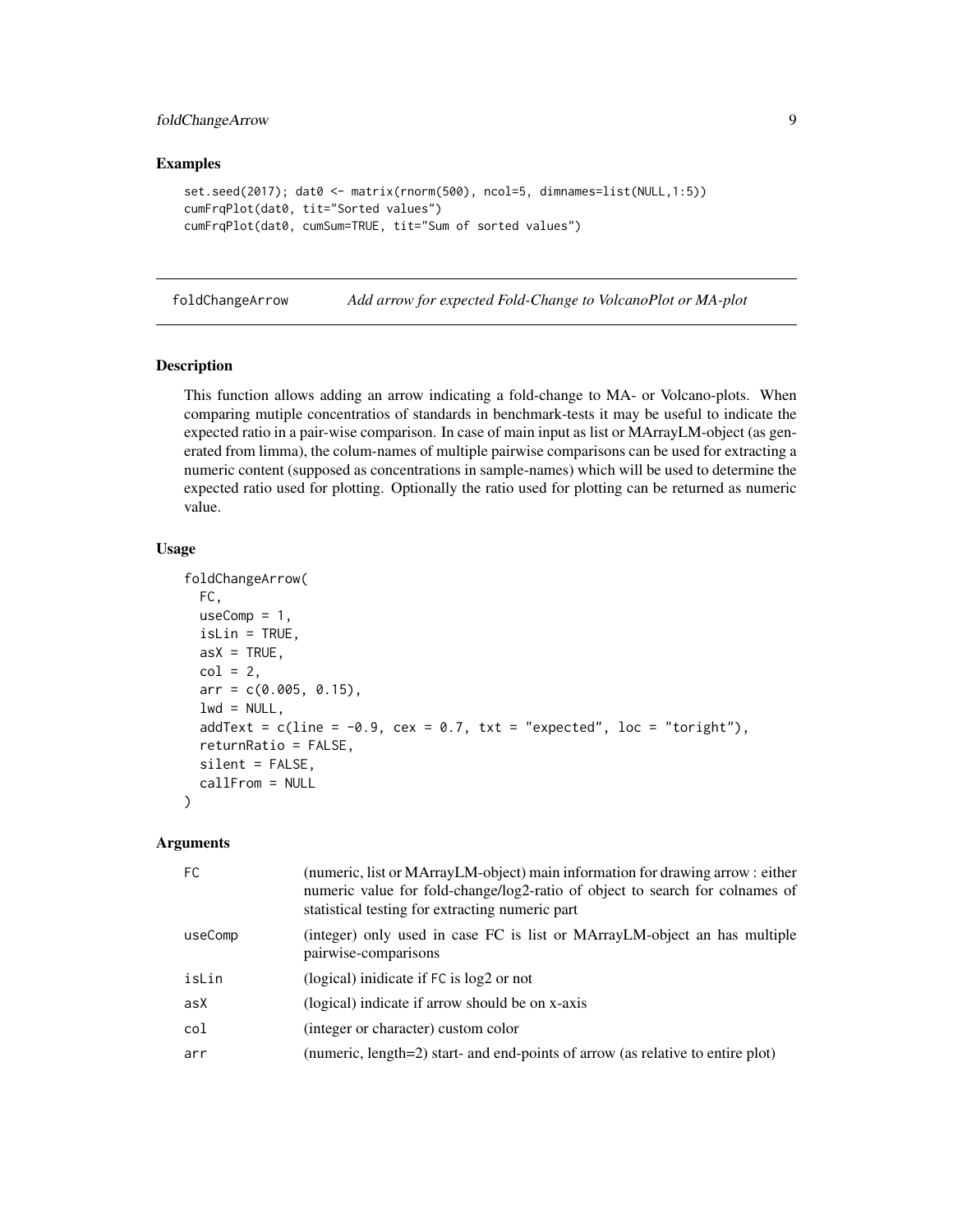### Examples

```
set.seed(2017); dat0 <- matrix(rnorm(500), ncol=5, dimnames=list(NULL,1:5))
cumFrqPlot(dat0, tit="Sorted values")
cumFrqPlot(dat0, cumSum=TRUE, tit="Sum of sorted values")
```

---

## foldChangeArrow *Add arrow for expected Fold-Change to VolcanoPlot or MA-plot*

---

### Description

This function allows adding an arrow indicating a fold-change to MA- or Volcano-plots. When comparing mutiple concentratios of standards in benchmark-tests it may be useful to indicate the expected ratio in a pair-wise comparison. In case of main input as list or MArrayLM-object (as generated from limma), the colum-names of multiple pairwise comparisons can be used for extracting a numeric content (supposed as concentrations in sample-names) which will be used to determine the expected ratio used for plotting. Optionally the ratio used for plotting can be returned as numeric value.

### Usage

```
foldChangeArrow(
  FC,
  useComp = 1,
  isLin = TRUE,
  asX = TRUE,
  col = 2,
  arr = c(0.005, 0.15),
  lwd = NULL,
  addText = c(line = -0.9, cex = 0.7, txt = "expected", loc = "toright"),
  returnRatio = FALSE,
  silent = FALSE,
  callFrom = NULL
)
```

### Arguments

| | |
|---|---|
| FC | (numeric, list or MArrayLM-object) main information for drawing arrow : either numeric value for fold-change/log2-ratio of object to search for colnames of statistical testing for extracting numeric part |
| useComp | (integer) only used in case FC is list or MArrayLM-object an has multiple pairwise-comparisons |
| isLin | (logical) inidicate if FC is log2 or not |
| asX | (logical) indicate if arrow should be on x-axis |
| col | (integer or character) custom color |
| arr | (numeric, length=2) start- and end-points of arrow (as relative to entire plot) |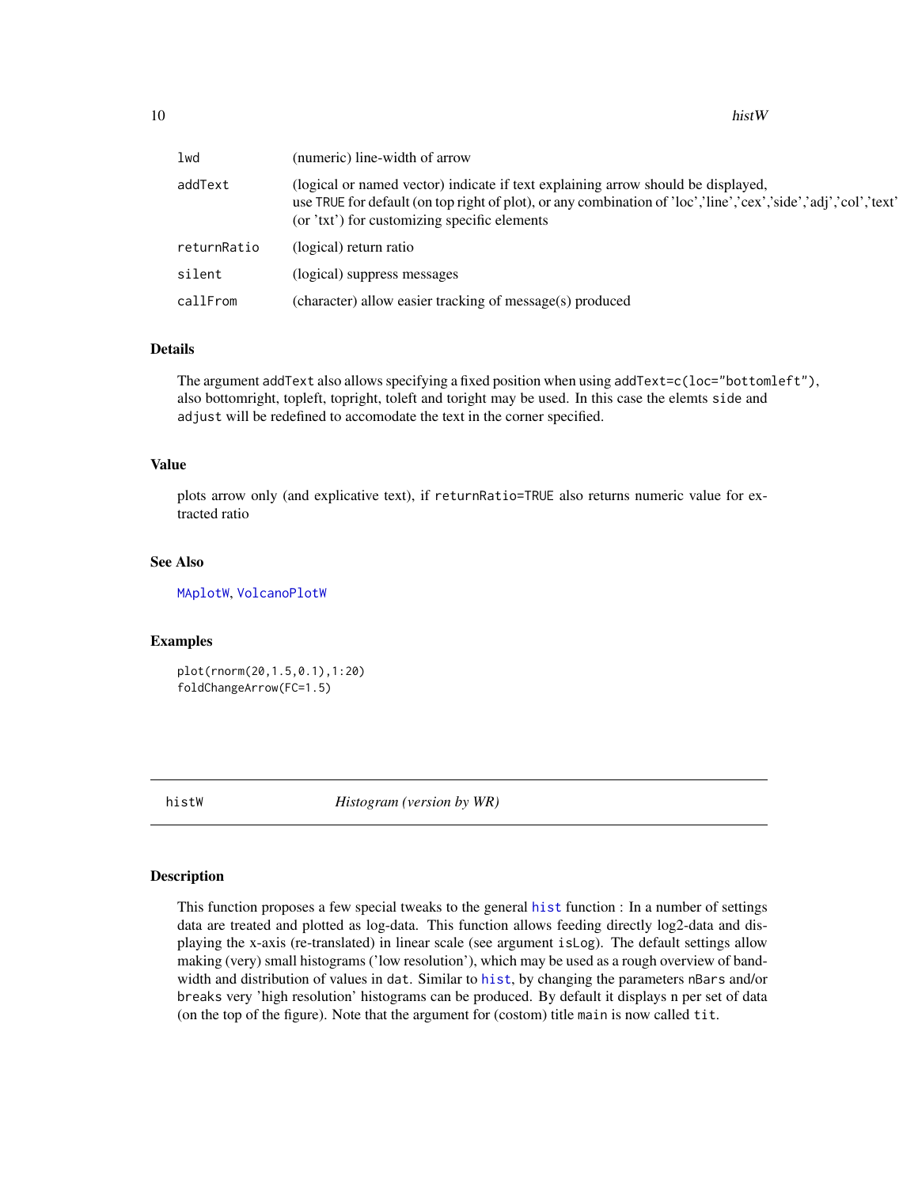| | |
|---|---|
| lwd | (numeric) line-width of arrow |
| addText | (logical or named vector) indicate if text explaining arrow should be displayed, use TRUE for default (on top right of plot), or any combination of 'loc','line','cex','side','adj','col','text' (or 'txt') for customizing specific elements |
| returnRatio | (logical) return ratio |
| silent | (logical) suppress messages |
| callFrom | (character) allow easier tracking of message(s) produced |

### Details

The argument addText also allows specifying a fixed position when using addText=c(loc="bottomleft"), also bottomright, topleft, topright, toleft and toright may be used. In this case the elemts side and adjust will be redefined to accomodate the text in the corner specified.

### Value

plots arrow only (and explicative text), if returnRatio=TRUE also returns numeric value for extracted ratio

### See Also

MAplotW, VolcanoPlotW

### Examples

```
plot(rnorm(20,1.5,0.1),1:20)
foldChangeArrow(FC=1.5)
```

---

## histW *Histogram (version by WR)*

---

### Description

This function proposes a few special tweaks to the general hist function : In a number of settings data are treated and plotted as log-data. This function allows feeding directly log2-data and displaying the x-axis (re-translated) in linear scale (see argument isLog). The default settings allow making (very) small histograms ('low resolution'), which may be used as a rough overview of bandwidth and distribution of values in dat. Similar to hist, by changing the parameters nBars and/or breaks very 'high resolution' histograms can be produced. By default it displays n per set of data (on the top of the figure). Note that the argument for (costom) title main is now called tit.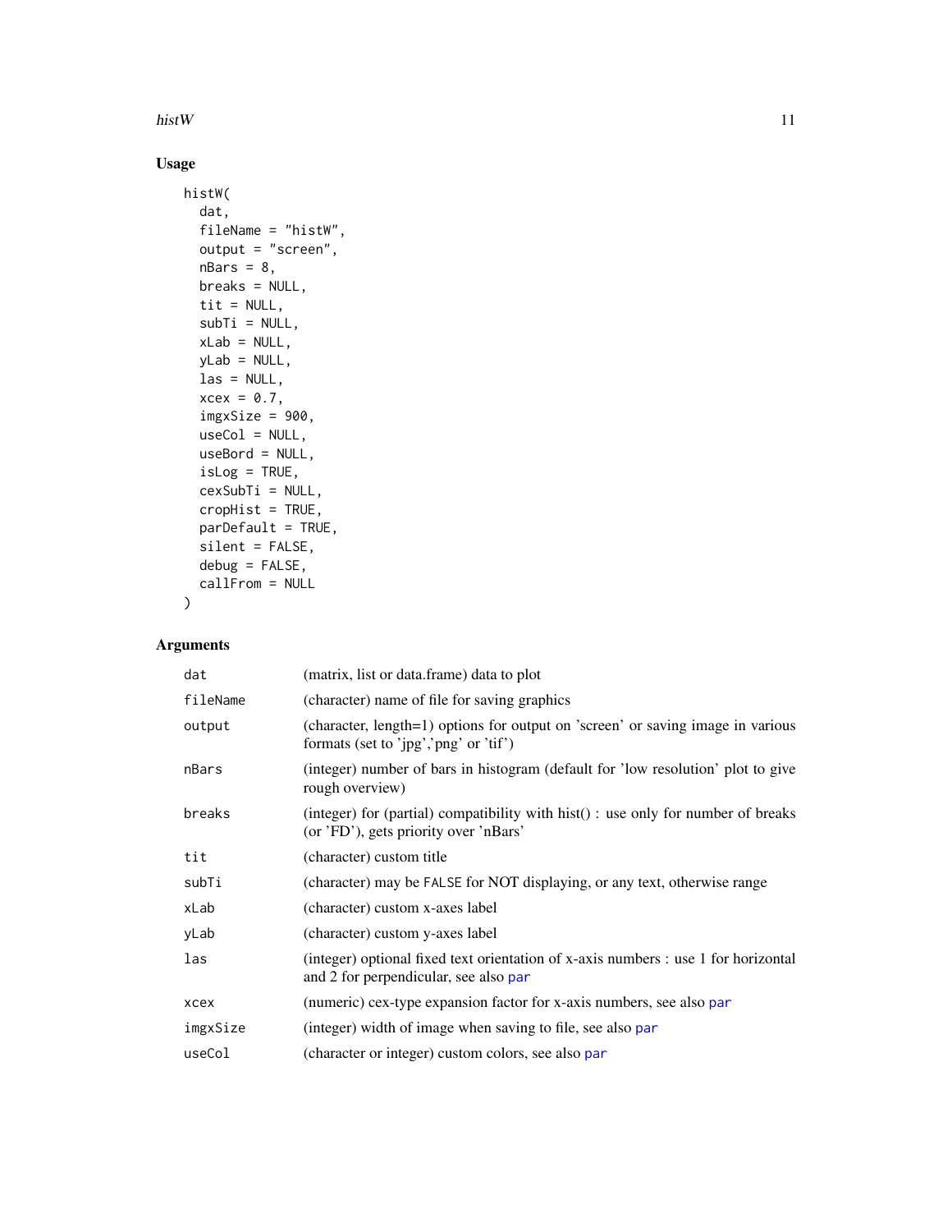## Usage

```
histW(
  dat,
  fileName = "histW",
  output = "screen",
  nBars = 8,
  breaks = NULL,
  tit = NULL,
  subTi = NULL,
  xLab = NULL,
  yLab = NULL,
  las = NULL,
  xcex = 0.7,
  imgxSize = 900,
  useCol = NULL,
  useBord = NULL,
  isLog = TRUE,
  cexSubTi = NULL,
  cropHist = TRUE,
  parDefault = TRUE,
  silent = FALSE,
  debug = FALSE,
  callFrom = NULL
)
```

## Arguments

| | |
|---|---|
| `dat` | (matrix, list or data.frame) data to plot |
| `fileName` | (character) name of file for saving graphics |
| `output` | (character, length=1) options for output on 'screen' or saving image in various formats (set to 'jpg','png' or 'tif') |
| `nBars` | (integer) number of bars in histogram (default for 'low resolution' plot to give rough overview) |
| `breaks` | (integer) for (partial) compatibility with hist() : use only for number of breaks (or 'FD'), gets priority over 'nBars' |
| `tit` | (character) custom title |
| `subTi` | (character) may be `FALSE` for NOT displaying, or any text, otherwise range |
| `xLab` | (character) custom x-axes label |
| `yLab` | (character) custom y-axes label |
| `las` | (integer) optional fixed text orientation of x-axis numbers : use 1 for horizontal and 2 for perpendicular, see also `par` |
| `xcex` | (numeric) cex-type expansion factor for x-axis numbers, see also `par` |
| `imgxSize` | (integer) width of image when saving to file, see also `par` |
| `useCol` | (character or integer) custom colors, see also `par` |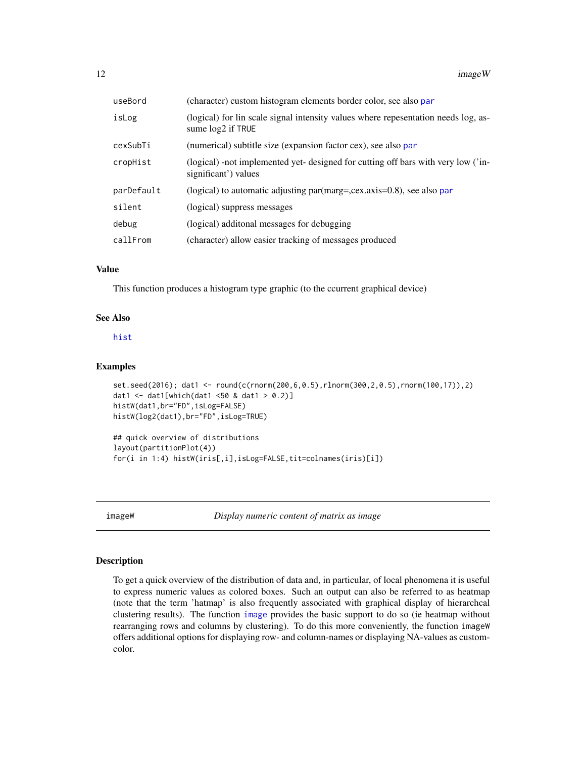| | |
|---|---|
| useBord | (character) custom histogram elements border color, see also par |
| isLog | (logical) for lin scale signal intensity values where repesentation needs log, assume log2 if TRUE |
| cexSubTi | (numerical) subtitle size (expansion factor cex), see also par |
| cropHist | (logical) -not implemented yet- designed for cutting off bars with very low ('insignificant') values |
| parDefault | (logical) to automatic adjusting par(marg=,cex.axis=0.8), see also par |
| silent | (logical) suppress messages |
| debug | (logical) additonal messages for debugging |
| callFrom | (character) allow easier tracking of messages produced |

### Value

This function produces a histogram type graphic (to the ccurrent graphical device)

### See Also

hist

### Examples

```
set.seed(2016); dat1 <- round(c(rnorm(200,6,0.5),rlnorm(300,2,0.5),rnorm(100,17)),2)
dat1 <- dat1[which(dat1 <50 & dat1 > 0.2)]
histW(dat1,br="FD",isLog=FALSE)
histW(log2(dat1),br="FD",isLog=TRUE)

## quick overview of distributions
layout(partitionPlot(4))
for(i in 1:4) histW(iris[,i],isLog=FALSE,tit=colnames(iris)[i])
```

---

## imageW — *Display numeric content of matrix as image*

### Description

To get a quick overview of the distribution of data and, in particular, of local phenomena it is useful to express numeric values as colored boxes. Such an output can also be referred to as heatmap (note that the term 'hatmap' is also frequently associated with graphical display of hierarchcal clustering results). The function image provides the basic support to do so (ie heatmap without rearranging rows and columns by clustering). To do this more conveniently, the function imageW offers additional options for displaying row- and column-names or displaying NA-values as custom-color.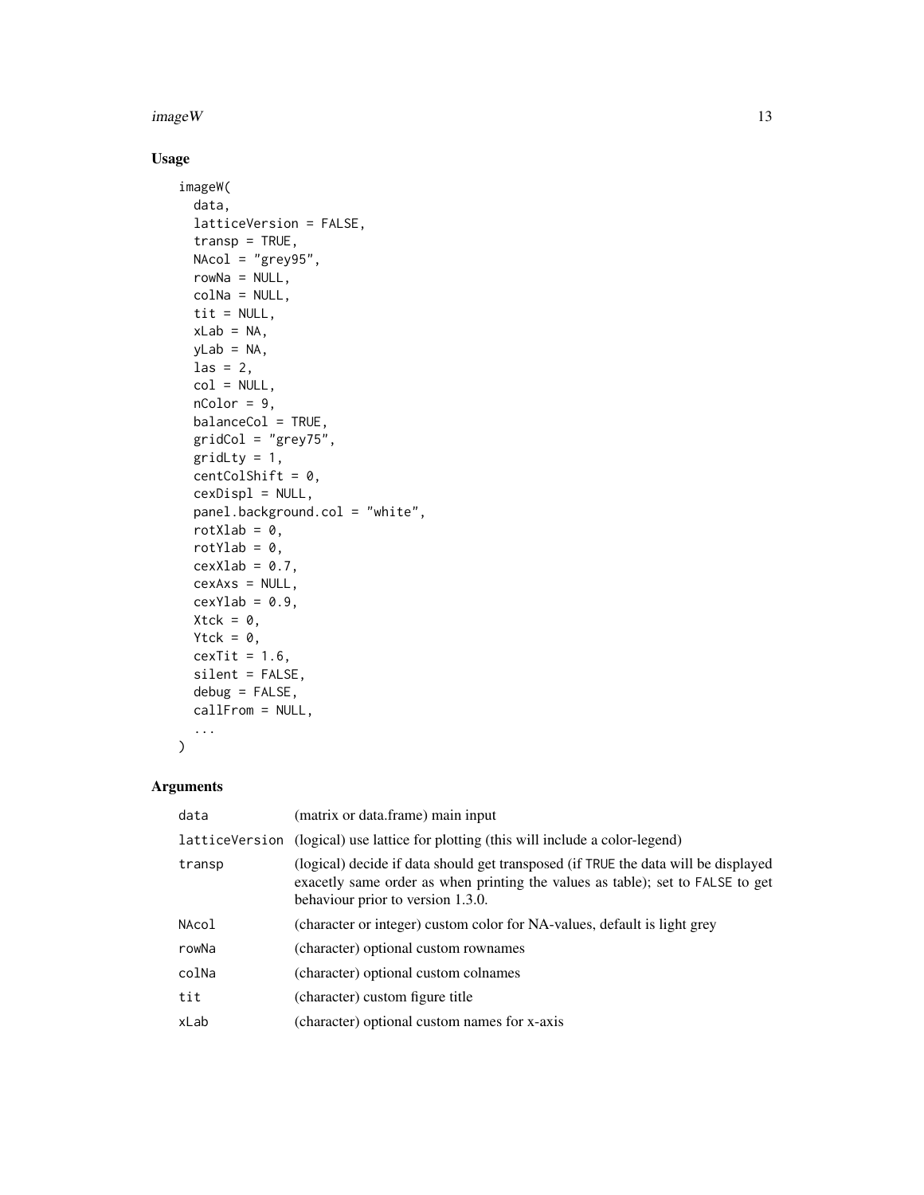## Usage

```
imageW(
  data,
  latticeVersion = FALSE,
  transp = TRUE,
  NAcol = "grey95",
  rowNa = NULL,
  colNa = NULL,
  tit = NULL,
  xLab = NA,
  yLab = NA,
  las = 2,
  col = NULL,
  nColor = 9,
  balanceCol = TRUE,
  gridCol = "grey75",
  gridLty = 1,
  centColShift = 0,
  cexDispl = NULL,
  panel.background.col = "white",
  rotXlab = 0,
  rotYlab = 0,
  cexXlab = 0.7,
  cexAxs = NULL,
  cexYlab = 0.9,
  Xtck = 0,
  Ytck = 0,
  cexTit = 1.6,
  silent = FALSE,
  debug = FALSE,
  callFrom = NULL,
  ...
)
```

## Arguments

| | |
|---|---|
| `data` | (matrix or data.frame) main input |
| `latticeVersion` | (logical) use lattice for plotting (this will include a color-legend) |
| `transp` | (logical) decide if data should get transposed (if `TRUE` the data will be displayed exacetly same order as when printing the values as table); set to `FALSE` to get behaviour prior to version 1.3.0. |
| `NAcol` | (character or integer) custom color for NA-values, default is light grey |
| `rowNa` | (character) optional custom rownames |
| `colNa` | (character) optional custom colnames |
| `tit` | (character) custom figure title |
| `xLab` | (character) optional custom names for x-axis |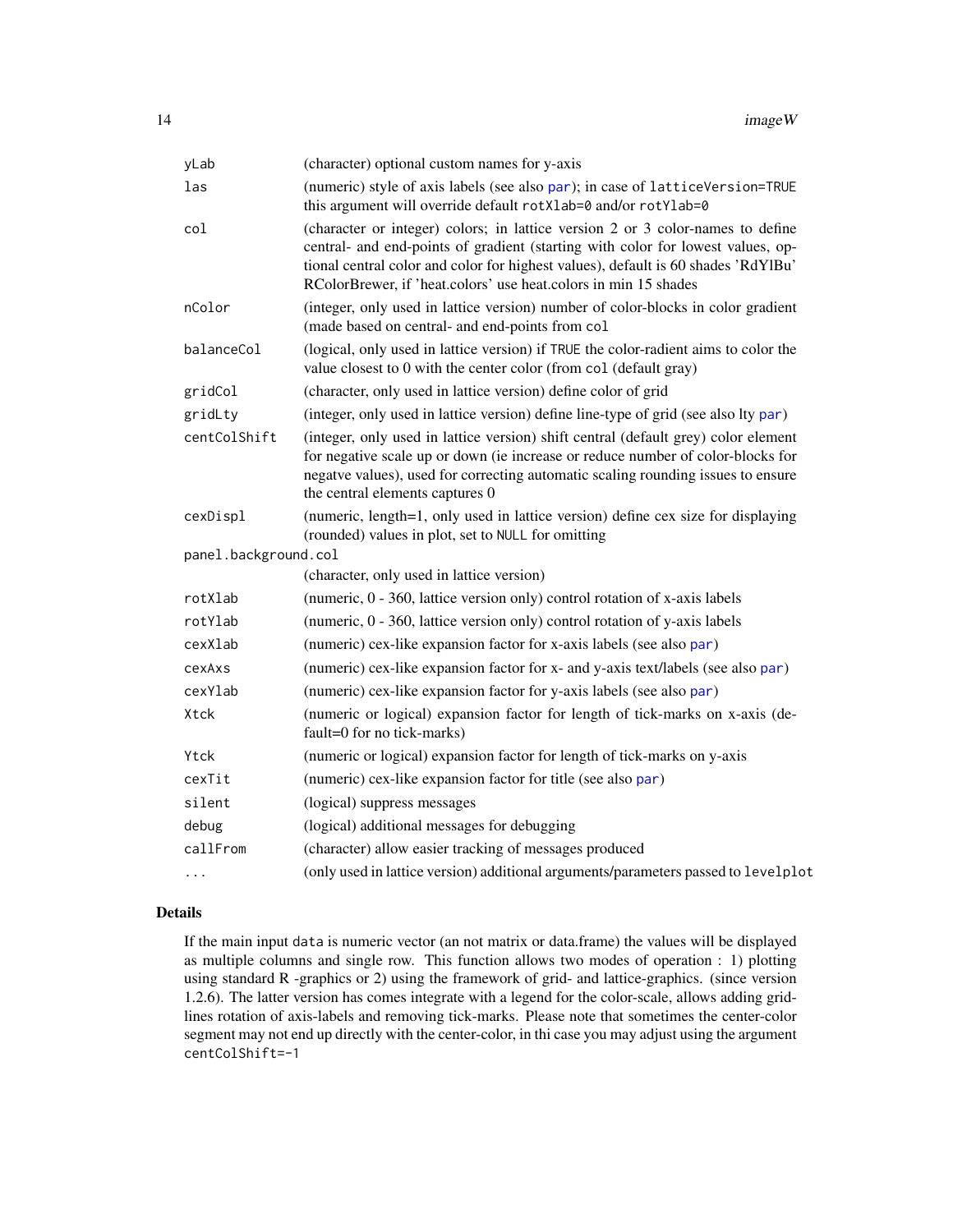| | |
|---|---|
| yLab | (character) optional custom names for y-axis |
| las | (numeric) style of axis labels (see also par); in case of latticeVersion=TRUE this argument will override default rotXlab=0 and/or rotYlab=0 |
| col | (character or integer) colors; in lattice version 2 or 3 color-names to define central- and end-points of gradient (starting with color for lowest values, optional central color and color for highest values), default is 60 shades 'RdYlBu' RColorBrewer, if 'heat.colors' use heat.colors in min 15 shades |
| nColor | (integer, only used in lattice version) number of color-blocks in color gradient (made based on central- and end-points from col |
| balanceCol | (logical, only used in lattice version) if TRUE the color-radient aims to color the value closest to 0 with the center color (from col (default gray) |
| gridCol | (character, only used in lattice version) define color of grid |
| gridLty | (integer, only used in lattice version) define line-type of grid (see also lty par) |
| centColShift | (integer, only used in lattice version) shift central (default grey) color element for negative scale up or down (ie increase or reduce number of color-blocks for negatve values), used for correcting automatic scaling rounding issues to ensure the central elements captures 0 |
| cexDispl | (numeric, length=1, only used in lattice version) define cex size for displaying (rounded) values in plot, set to NULL for omitting |
| panel.background.col | (character, only used in lattice version) |
| rotXlab | (numeric, 0 - 360, lattice version only) control rotation of x-axis labels |
| rotYlab | (numeric, 0 - 360, lattice version only) control rotation of y-axis labels |
| cexXlab | (numeric) cex-like expansion factor for x-axis labels (see also par) |
| cexAxs | (numeric) cex-like expansion factor for x- and y-axis text/labels (see also par) |
| cexYlab | (numeric) cex-like expansion factor for y-axis labels (see also par) |
| Xtck | (numeric or logical) expansion factor for length of tick-marks on x-axis (default=0 for no tick-marks) |
| Ytck | (numeric or logical) expansion factor for length of tick-marks on y-axis |
| cexTit | (numeric) cex-like expansion factor for title (see also par) |
| silent | (logical) suppress messages |
| debug | (logical) additional messages for debugging |
| callFrom | (character) allow easier tracking of messages produced |
| ... | (only used in lattice version) additional arguments/parameters passed to levelplot |

## Details

If the main input data is numeric vector (an not matrix or data.frame) the values will be displayed as multiple columns and single row. This function allows two modes of operation : 1) plotting using standard R -graphics or 2) using the framework of grid- and lattice-graphics. (since version 1.2.6). The latter version has comes integrate with a legend for the color-scale, allows adding grid-lines rotation of axis-labels and removing tick-marks. Please note that sometimes the center-color segment may not end up directly with the center-color, in thi case you may adjust using the argument centColShift=-1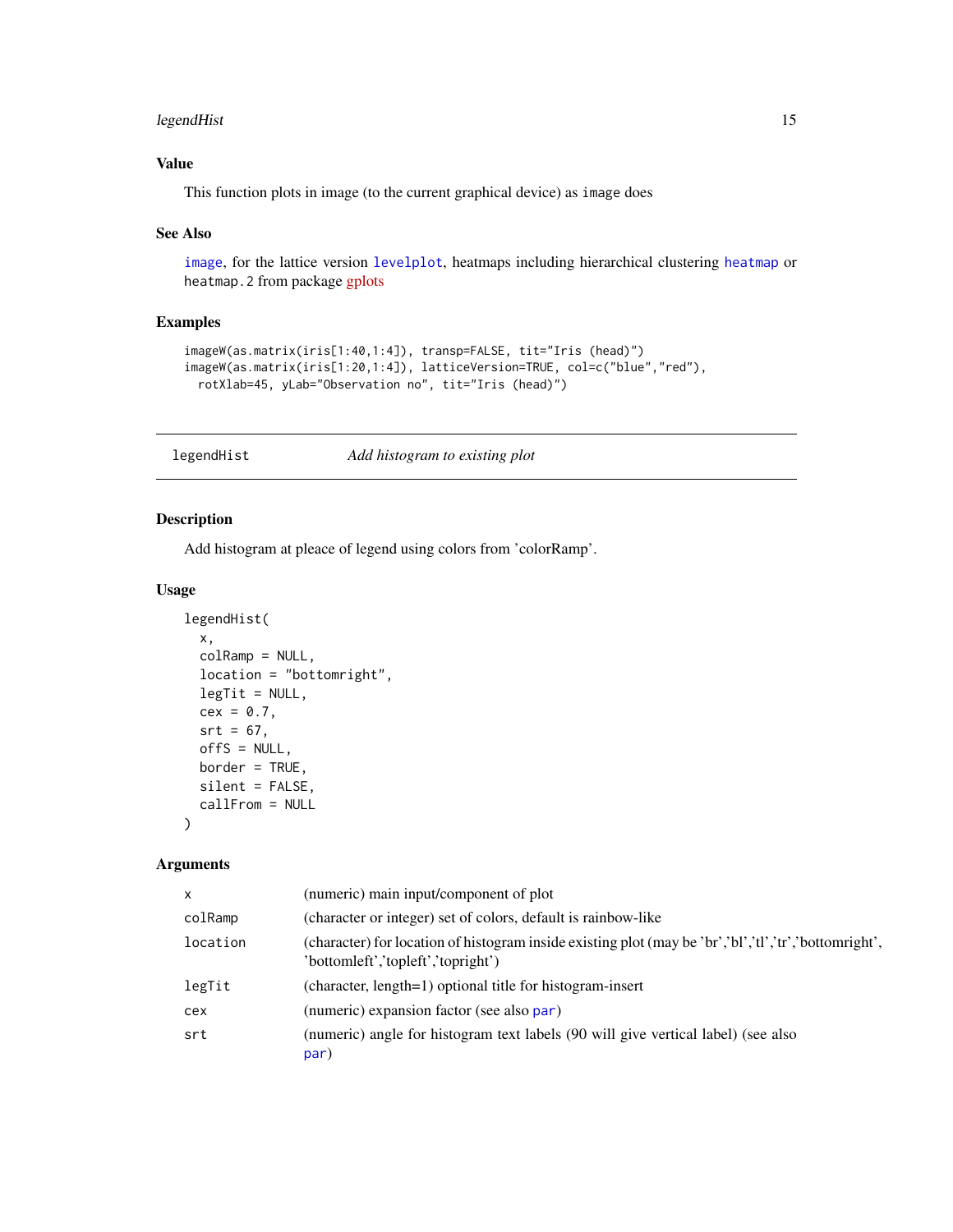## Value

This function plots in image (to the current graphical device) as image does

## See Also

image, for the lattice version levelplot, heatmaps including hierarchical clustering heatmap or heatmap.2 from package gplots

## Examples

```
imageW(as.matrix(iris[1:40,1:4]), transp=FALSE, tit="Iris (head)")
imageW(as.matrix(iris[1:20,1:4]), latticeVersion=TRUE, col=c("blue","red"),
  rotXlab=45, yLab="Observation no", tit="Iris (head)")
```

---

# legendHist — *Add histogram to existing plot*

## Description

Add histogram at pleace of legend using colors from 'colorRamp'.

## Usage

```
legendHist(
  x,
  colRamp = NULL,
  location = "bottomright",
  legTit = NULL,
  cex = 0.7,
  srt = 67,
  offS = NULL,
  border = TRUE,
  silent = FALSE,
  callFrom = NULL
)
```

## Arguments

| | |
|---|---|
| x | (numeric) main input/component of plot |
| colRamp | (character or integer) set of colors, default is rainbow-like |
| location | (character) for location of histogram inside existing plot (may be 'br','bl','tl','tr','bottomright', 'bottomleft','topleft','topright') |
| legTit | (character, length=1) optional title for histogram-insert |
| cex | (numeric) expansion factor (see also par) |
| srt | (numeric) angle for histogram text labels (90 will give vertical label) (see also par) |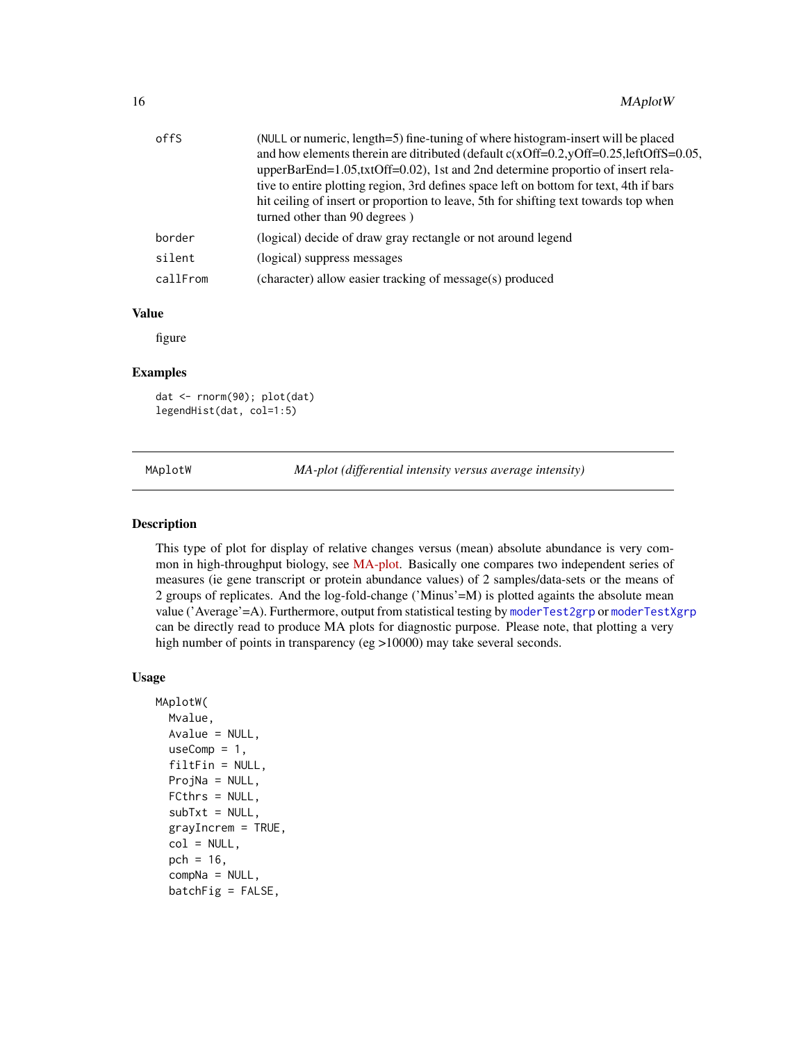| | |
|---|---|
| offS | (NULL or numeric, length=5) fine-tuning of where histogram-insert will be placed and how elements therein are ditributed (default c(xOff=0.2,yOff=0.25,leftOffS=0.05, upperBarEnd=1.05,txtOff=0.02), 1st and 2nd determine proportio of insert relative to entire plotting region, 3rd defines space left on bottom for text, 4th if bars hit ceiling of insert or proportion to leave, 5th for shifting text towards top when turned other than 90 degrees ) |
| border | (logical) decide of draw gray rectangle or not around legend |
| silent | (logical) suppress messages |
| callFrom | (character) allow easier tracking of message(s) produced |

### Value

figure

### Examples

```
dat <- rnorm(90); plot(dat)
legendHist(dat, col=1:5)
```

---

## MAplotW — *MA-plot (differential intensity versus average intensity)*

---

### Description

This type of plot for display of relative changes versus (mean) absolute abundance is very common in high-throughput biology, see MA-plot. Basically one compares two independent series of measures (ie gene transcript or protein abundance values) of 2 samples/data-sets or the means of 2 groups of replicates. And the log-fold-change ('Minus'=M) is plotted againts the absolute mean value ('Average'=A). Furthermore, output from statistical testing by `moderTest2grp` or `moderTestXgrp` can be directly read to produce MA plots for diagnostic purpose. Please note, that plotting a very high number of points in transparency (eg >10000) may take several seconds.

### Usage

```
MAplotW(
  Mvalue,
  Avalue = NULL,
  useComp = 1,
  filtFin = NULL,
  ProjNa = NULL,
  FCthrs = NULL,
  subTxt = NULL,
  grayIncrem = TRUE,
  col = NULL,
  pch = 16,
  compNa = NULL,
  batchFig = FALSE,
```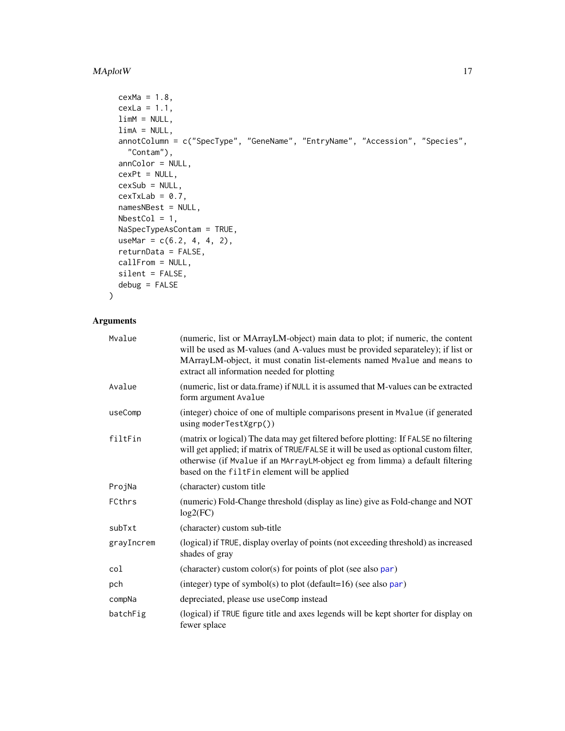```
  cexMa = 1.8,
  cexLa = 1.1,
  limM = NULL,
  limA = NULL,
  annotColumn = c("SpecType", "GeneName", "EntryName", "Accession", "Species",
    "Contam"),
  annColor = NULL,
  cexPt = NULL,
  cexSub = NULL,
  cexTxLab = 0.7,
  namesNBest = NULL,
  NbestCol = 1,
  NaSpecTypeAsContam = TRUE,
  useMar = c(6.2, 4, 4, 2),
  returnData = FALSE,
  callFrom = NULL,
  silent = FALSE,
  debug = FALSE
)
```

## Arguments

| | |
|---|---|
| `Mvalue` | (numeric, list or MArrayLM-object) main data to plot; if numeric, the content will be used as M-values (and A-values must be provided separateley); if list or MArrayLM-object, it must conatin list-elements named `Mvalue` and `means` to extract all information needed for plotting |
| `Avalue` | (numeric, list or data.frame) if NULL it is assumed that M-values can be extracted form argument `Avalue` |
| `useComp` | (integer) choice of one of multiple comparisons present in `Mvalue` (if generated using `moderTestXgrp()`) |
| `filtFin` | (matrix or logical) The data may get filtered before plotting: If `FALSE` no filtering will get applied; if matrix of `TRUE/FALSE` it will be used as optional custom filter, otherwise (if `Mvalue` if an `MArrayLM`-object eg from limma) a default filtering based on the `filtFin` element will be applied |
| `ProjNa` | (character) custom title |
| `FCthrs` | (numeric) Fold-Change threshold (display as line) give as Fold-change and NOT log2(FC) |
| `subTxt` | (character) custom sub-title |
| `grayIncrem` | (logical) if `TRUE`, display overlay of points (not exceeding threshold) as increased shades of gray |
| `col` | (character) custom color(s) for points of plot (see also `par`) |
| `pch` | (integer) type of symbol(s) to plot (default=16) (see also `par`) |
| `compNa` | depreciated, please use `useComp` instead |
| `batchFig` | (logical) if `TRUE` figure title and axes legends will be kept shorter for display on fewer splace |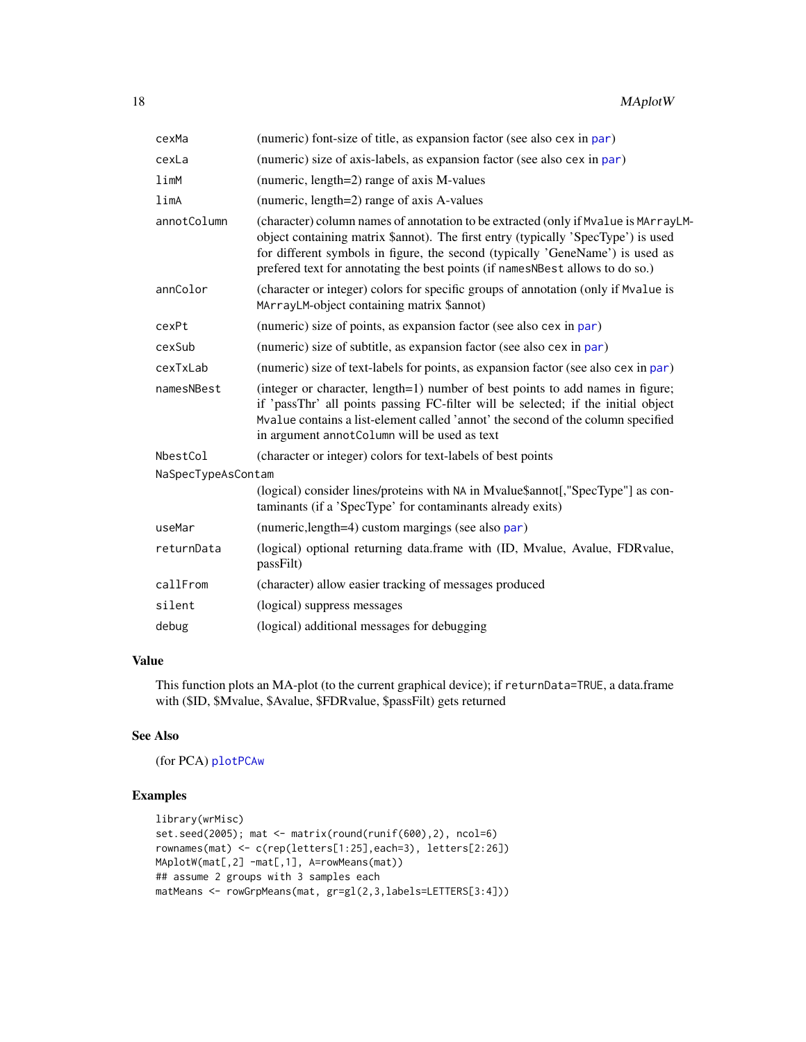| | |
|---|---|
| cexMa | (numeric) font-size of title, as expansion factor (see also cex in par) |
| cexLa | (numeric) size of axis-labels, as expansion factor (see also cex in par) |
| limM | (numeric, length=2) range of axis M-values |
| limA | (numeric, length=2) range of axis A-values |
| annotColumn | (character) column names of annotation to be extracted (only if Mvalue is MArrayLM-object containing matrix $annot). The first entry (typically 'SpecType') is used for different symbols in figure, the second (typically 'GeneName') is used as prefered text for annotating the best points (if namesNBest allows to do so.) |
| annColor | (character or integer) colors for specific groups of annotation (only if Mvalue is MArrayLM-object containing matrix $annot) |
| cexPt | (numeric) size of points, as expansion factor (see also cex in par) |
| cexSub | (numeric) size of subtitle, as expansion factor (see also cex in par) |
| cexTxLab | (numeric) size of text-labels for points, as expansion factor (see also cex in par) |
| namesNBest | (integer or character, length=1) number of best points to add names in figure; if 'passThr' all points passing FC-filter will be selected; if the initial object Mvalue contains a list-element called 'annot' the second of the column specified in argument annotColumn will be used as text |
| NbestCol | (character or integer) colors for text-labels of best points |
| NaSpecTypeAsContam | (logical) consider lines/proteins with NA in Mvalue$annot[,"SpecType"] as contaminants (if a 'SpecType' for contaminants already exits) |
| useMar | (numeric,length=4) custom margings (see also par) |
| returnData | (logical) optional returning data.frame with (ID, Mvalue, Avalue, FDRvalue, passFilt) |
| callFrom | (character) allow easier tracking of messages produced |
| silent | (logical) suppress messages |
| debug | (logical) additional messages for debugging |

## Value

This function plots an MA-plot (to the current graphical device); if returnData=TRUE, a data.frame with ($ID, $Mvalue, $Avalue, $FDRvalue, $passFilt) gets returned

## See Also

(for PCA) plotPCAw

## Examples

```
library(wrMisc)
set.seed(2005); mat <- matrix(round(runif(600),2), ncol=6)
rownames(mat) <- c(rep(letters[1:25],each=3), letters[2:26])
MAplotW(mat[,2] -mat[,1], A=rowMeans(mat))
## assume 2 groups with 3 samples each
matMeans <- rowGrpMeans(mat, gr=gl(2,3,labels=LETTERS[3:4]))
```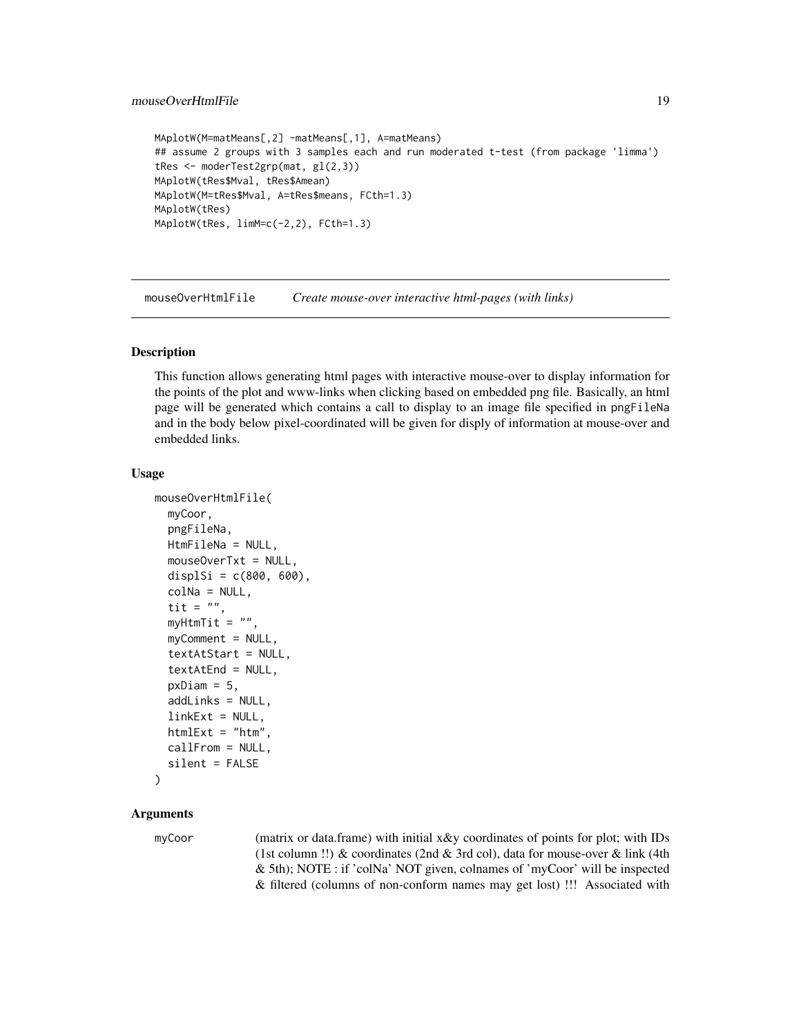```
MAplotW(M=matMeans[,2] -matMeans[,1], A=matMeans)
## assume 2 groups with 3 samples each and run moderated t-test (from package 'limma')
tRes <- moderTest2grp(mat, gl(2,3))
MAplotW(tRes$Mval, tRes$Amean)
MAplotW(M=tRes$Mval, A=tRes$means, FCth=1.3)
MAplotW(tRes)
MAplotW(tRes, limM=c(-2,2), FCth=1.3)
```

## mouseOverHtmlFile — *Create mouse-over interactive html-pages (with links)*

### Description

This function allows generating html pages with interactive mouse-over to display information for the points of the plot and www-links when clicking based on embedded png file. Basically, an html page will be generated which contains a call to display to an image file specified in `pngFileNa` and in the body below pixel-coordinated will be given for disply of information at mouse-over and embedded links.

### Usage

```
mouseOverHtmlFile(
  myCoor,
  pngFileNa,
  HtmFileNa = NULL,
  mouseOverTxt = NULL,
  displSi = c(800, 600),
  colNa = NULL,
  tit = "",
  myHtmTit = "",
  myComment = NULL,
  textAtStart = NULL,
  textAtEnd = NULL,
  pxDiam = 5,
  addLinks = NULL,
  linkExt = NULL,
  htmlExt = "htm",
  callFrom = NULL,
  silent = FALSE
)
```

### Arguments

`myCoor` (matrix or data.frame) with initial x&y coordinates of points for plot; with IDs (1st column !!) & coordinates (2nd & 3rd col), data for mouse-over & link (4th & 5th); NOTE : if 'colNa' NOT given, colnames of 'myCoor' will be inspected & filtered (columns of non-conform names may get lost) !!! Associated with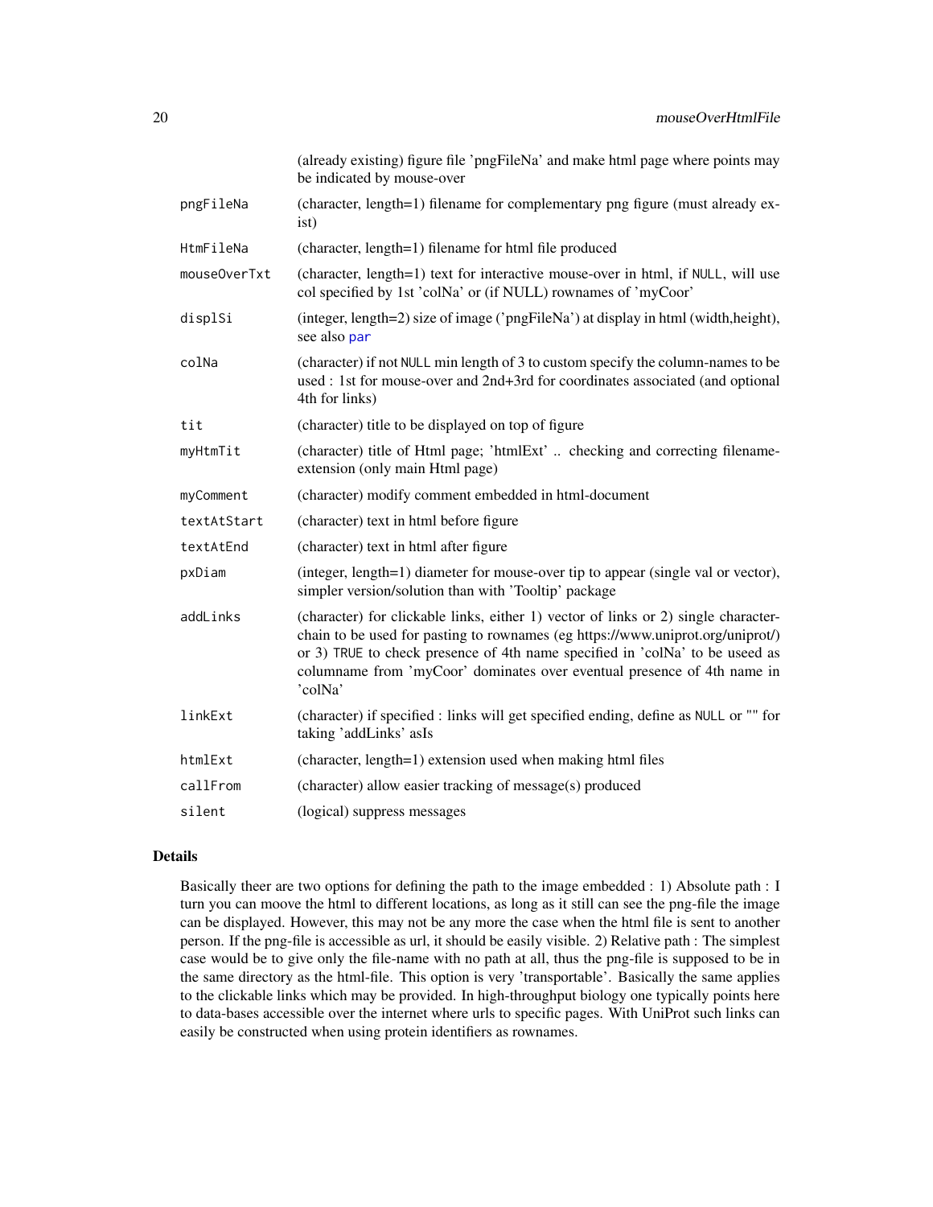| | |
|---|---|
| | (already existing) figure file 'pngFileNa' and make html page where points may be indicated by mouse-over |
| pngFileNa | (character, length=1) filename for complementary png figure (must already exist) |
| HtmFileNa | (character, length=1) filename for html file produced |
| mouseOverTxt | (character, length=1) text for interactive mouse-over in html, if NULL, will use col specified by 1st 'colNa' or (if NULL) rownames of 'myCoor' |
| displSi | (integer, length=2) size of image ('pngFileNa') at display in html (width,height), see also par |
| colNa | (character) if not NULL min length of 3 to custom specify the column-names to be used : 1st for mouse-over and 2nd+3rd for coordinates associated (and optional 4th for links) |
| tit | (character) title to be displayed on top of figure |
| myHtmTit | (character) title of Html page; 'htmlExt' .. checking and correcting filename-extension (only main Html page) |
| myComment | (character) modify comment embedded in html-document |
| textAtStart | (character) text in html before figure |
| textAtEnd | (character) text in html after figure |
| pxDiam | (integer, length=1) diameter for mouse-over tip to appear (single val or vector), simpler version/solution than with 'Tooltip' package |
| addLinks | (character) for clickable links, either 1) vector of links or 2) single character-chain to be used for pasting to rownames (eg https://www.uniprot.org/uniprot/) or 3) TRUE to check presence of 4th name specified in 'colNa' to be useed as columname from 'myCoor' dominates over eventual presence of 4th name in 'colNa' |
| linkExt | (character) if specified : links will get specified ending, define as NULL or "" for taking 'addLinks' asIs |
| htmlExt | (character, length=1) extension used when making html files |
| callFrom | (character) allow easier tracking of message(s) produced |
| silent | (logical) suppress messages |

## Details

Basically theer are two options for defining the path to the image embedded : 1) Absolute path : I turn you can moove the html to different locations, as long as it still can see the png-file the image can be displayed. However, this may not be any more the case when the html file is sent to another person. If the png-file is accessible as url, it should be easily visible. 2) Relative path : The simplest case would be to give only the file-name with no path at all, thus the png-file is supposed to be in the same directory as the html-file. This option is very 'transportable'. Basically the same applies to the clickable links which may be provided. In high-throughput biology one typically points here to data-bases accessible over the internet where urls to specific pages. With UniProt such links can easily be constructed when using protein identifiers as rownames.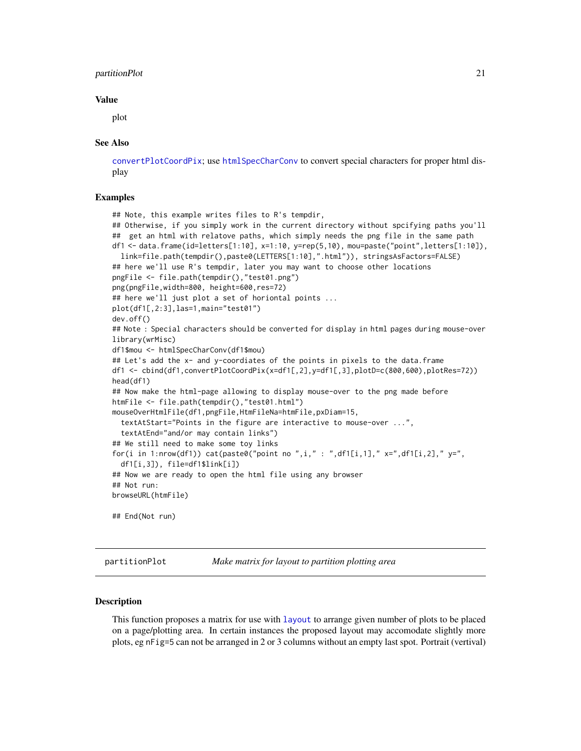### Value

plot

### See Also

convertPlotCoordPix; use htmlSpecCharConv to convert special characters for proper html display

### Examples

```
## Note, this example writes files to R's tempdir,
## Otherwise, if you simply work in the current directory without spcifying paths you'll
##  get an html with relatove paths, which simply needs the png file in the same path
df1 <- data.frame(id=letters[1:10], x=1:10, y=rep(5,10), mou=paste("point",letters[1:10]),
  link=file.path(tempdir(),paste0(LETTERS[1:10],".html")), stringsAsFactors=FALSE)
## here we'll use R's tempdir, later you may want to choose other locations
pngFile <- file.path(tempdir(),"test01.png")
png(pngFile,width=800, height=600,res=72)
## here we'll just plot a set of horiontal points ...
plot(df1[,2:3],las=1,main="test01")
dev.off()
## Note : Special characters should be converted for display in html pages during mouse-over
library(wrMisc)
df1$mou <- htmlSpecCharConv(df1$mou)
## Let's add the x- and y-coordiates of the points in pixels to the data.frame
df1 <- cbind(df1,convertPlotCoordPix(x=df1[,2],y=df1[,3],plotD=c(800,600),plotRes=72))
head(df1)
## Now make the html-page allowing to display mouse-over to the png made before
htmFile <- file.path(tempdir(),"test01.html")
mouseOverHtmlFile(df1,pngFile,HtmFileNa=htmFile,pxDiam=15,
  textAtStart="Points in the figure are interactive to mouse-over ...",
  textAtEnd="and/or may contain links")
## We still need to make some toy links
for(i in 1:nrow(df1)) cat(paste0("point no ",i," : ",df1[i,1]," x=",df1[i,2]," y=",
  df1[i,3]), file=df1$link[i])
## Now we are ready to open the html file using any browser
## Not run:
browseURL(htmFile)

## End(Not run)
```

---

## partitionPlot    *Make matrix for layout to partition plotting area*

---

### Description

This function proposes a matrix for use with layout to arrange given number of plots to be placed on a page/plotting area. In certain instances the proposed layout may accomodate slightly more plots, eg nFig=5 can not be arranged in 2 or 3 columns without an empty last spot. Portrait (vertival)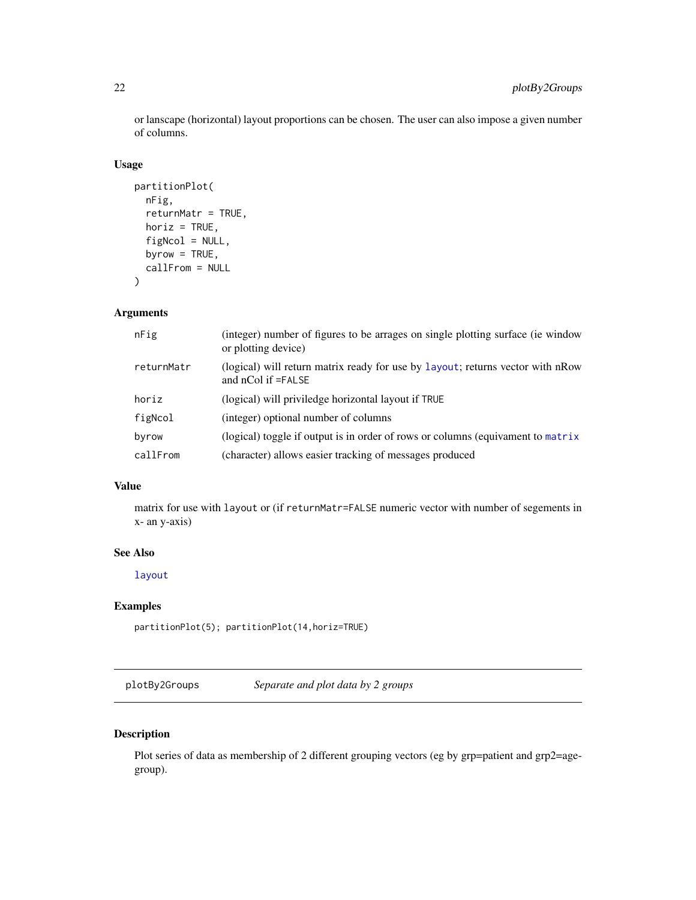or lanscape (horizontal) layout proportions can be chosen. The user can also impose a given number of columns.

### Usage

```
partitionPlot(
  nFig,
  returnMatr = TRUE,
  horiz = TRUE,
  figNcol = NULL,
  byrow = TRUE,
  callFrom = NULL
)
```

### Arguments

| | |
|---|---|
| `nFig` | (integer) number of figures to be arrages on single plotting surface (ie window or plotting device) |
| `returnMatr` | (logical) will return matrix ready for use by `layout`; returns vector with nRow and nCol if `=FALSE` |
| `horiz` | (logical) will priviledge horizontal layout if `TRUE` |
| `figNcol` | (integer) optional number of columns |
| `byrow` | (logical) toggle if output is in order of rows or columns (equivament to `matrix` |
| `callFrom` | (character) allows easier tracking of messages produced |

### Value

matrix for use with `layout` or (if `returnMatr=FALSE` numeric vector with number of segements in x- an y-axis)

### See Also

`layout`

### Examples

```
partitionPlot(5); partitionPlot(14,horiz=TRUE)
```

---

## plotBy2Groups — *Separate and plot data by 2 groups*

---

### Description

Plot series of data as membership of 2 different grouping vectors (eg by grp=patient and grp2=age-group).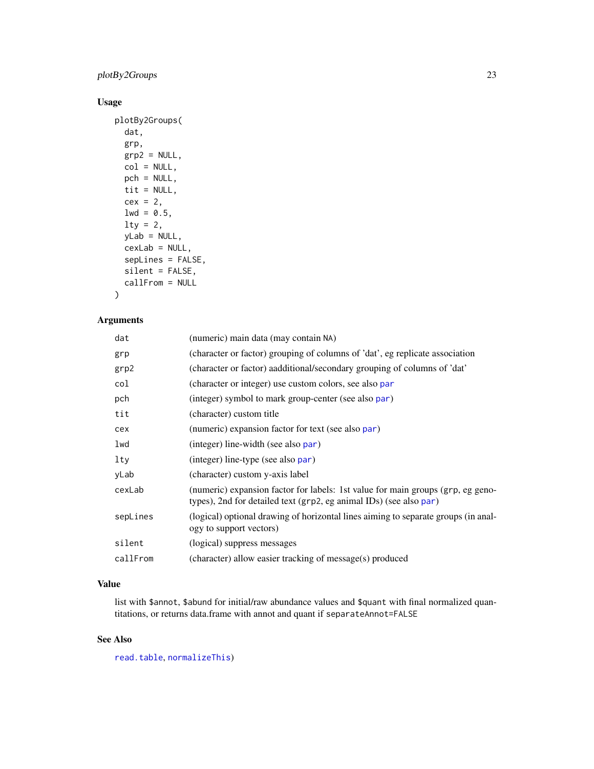## Usage

```
plotBy2Groups(
  dat,
  grp,
  grp2 = NULL,
  col = NULL,
  pch = NULL,
  tit = NULL,
  cex = 2,
  lwd = 0.5,
  lty = 2,
  yLab = NULL,
  cexLab = NULL,
  sepLines = FALSE,
  silent = FALSE,
  callFrom = NULL
)
```

## Arguments

| | |
|---|---|
| `dat` | (numeric) main data (may contain `NA`) |
| `grp` | (character or factor) grouping of columns of 'dat', eg replicate association |
| `grp2` | (character or factor) aadditional/secondary grouping of columns of 'dat' |
| `col` | (character or integer) use custom colors, see also `par` |
| `pch` | (integer) symbol to mark group-center (see also `par`) |
| `tit` | (character) custom title |
| `cex` | (numeric) expansion factor for text (see also `par`) |
| `lwd` | (integer) line-width (see also `par`) |
| `lty` | (integer) line-type (see also `par`) |
| `yLab` | (character) custom y-axis label |
| `cexLab` | (numeric) expansion factor for labels: 1st value for main groups (`grp`, eg genotypes), 2nd for detailed text (`grp2`, eg animal IDs) (see also `par`) |
| `sepLines` | (logical) optional drawing of horizontal lines aiming to separate groups (in analogy to support vectors) |
| `silent` | (logical) suppress messages |
| `callFrom` | (character) allow easier tracking of message(s) produced |

## Value

list with `$annot`, `$abund` for initial/raw abundance values and `$quant` with final normalized quantitations, or returns data.frame with annot and quant if `separateAnnot=FALSE`

## See Also

`read.table`, `normalizeThis`)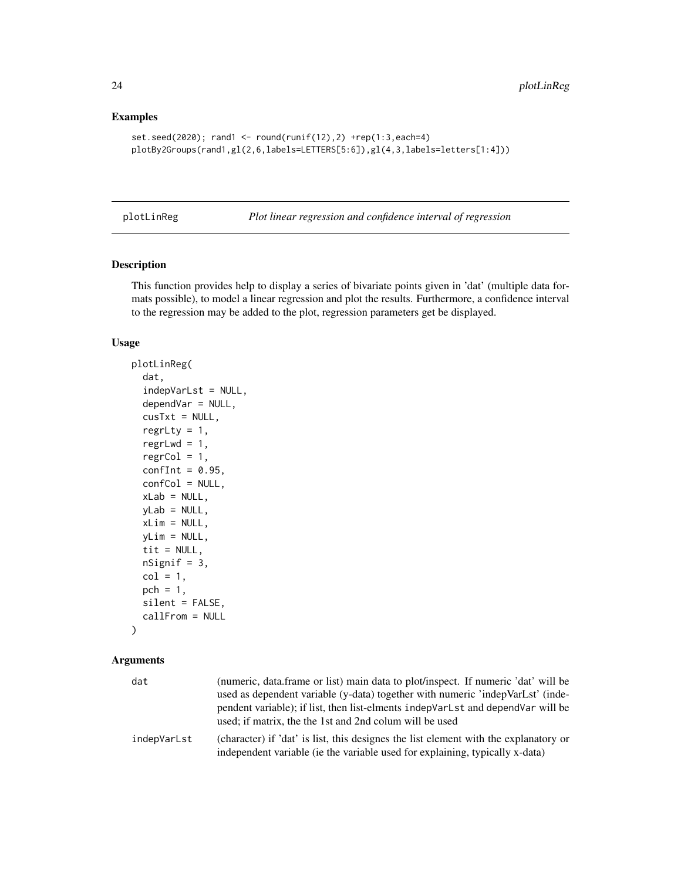## Examples

```
set.seed(2020); rand1 <- round(runif(12),2) +rep(1:3,each=4)
plotBy2Groups(rand1,gl(2,6,labels=LETTERS[5:6]),gl(4,3,labels=letters[1:4]))
```

---

## plotLinReg — *Plot linear regression and confidence interval of regression*

### Description

This function provides help to display a series of bivariate points given in 'dat' (multiple data formats possible), to model a linear regression and plot the results. Furthermore, a confidence interval to the regression may be added to the plot, regression parameters get be displayed.

### Usage

```
plotLinReg(
  dat,
  indepVarLst = NULL,
  dependVar = NULL,
  cusTxt = NULL,
  regrLty = 1,
  regrLwd = 1,
  regrCol = 1,
  confInt = 0.95,
  confCol = NULL,
  xLab = NULL,
  yLab = NULL,
  xLim = NULL,
  yLim = NULL,
  tit = NULL,
  nSignif = 3,
  col = 1,
  pch = 1,
  silent = FALSE,
  callFrom = NULL
)
```

### Arguments

| | |
|---|---|
| dat | (numeric, data.frame or list) main data to plot/inspect. If numeric 'dat' will be used as dependent variable (y-data) together with numeric 'indepVarLst' (independent variable); if list, then list-elments indepVarLst and dependVar will be used; if matrix, the the 1st and 2nd colum will be used |
| indepVarLst | (character) if 'dat' is list, this designes the list element with the explanatory or independent variable (ie the variable used for explaining, typically x-data) |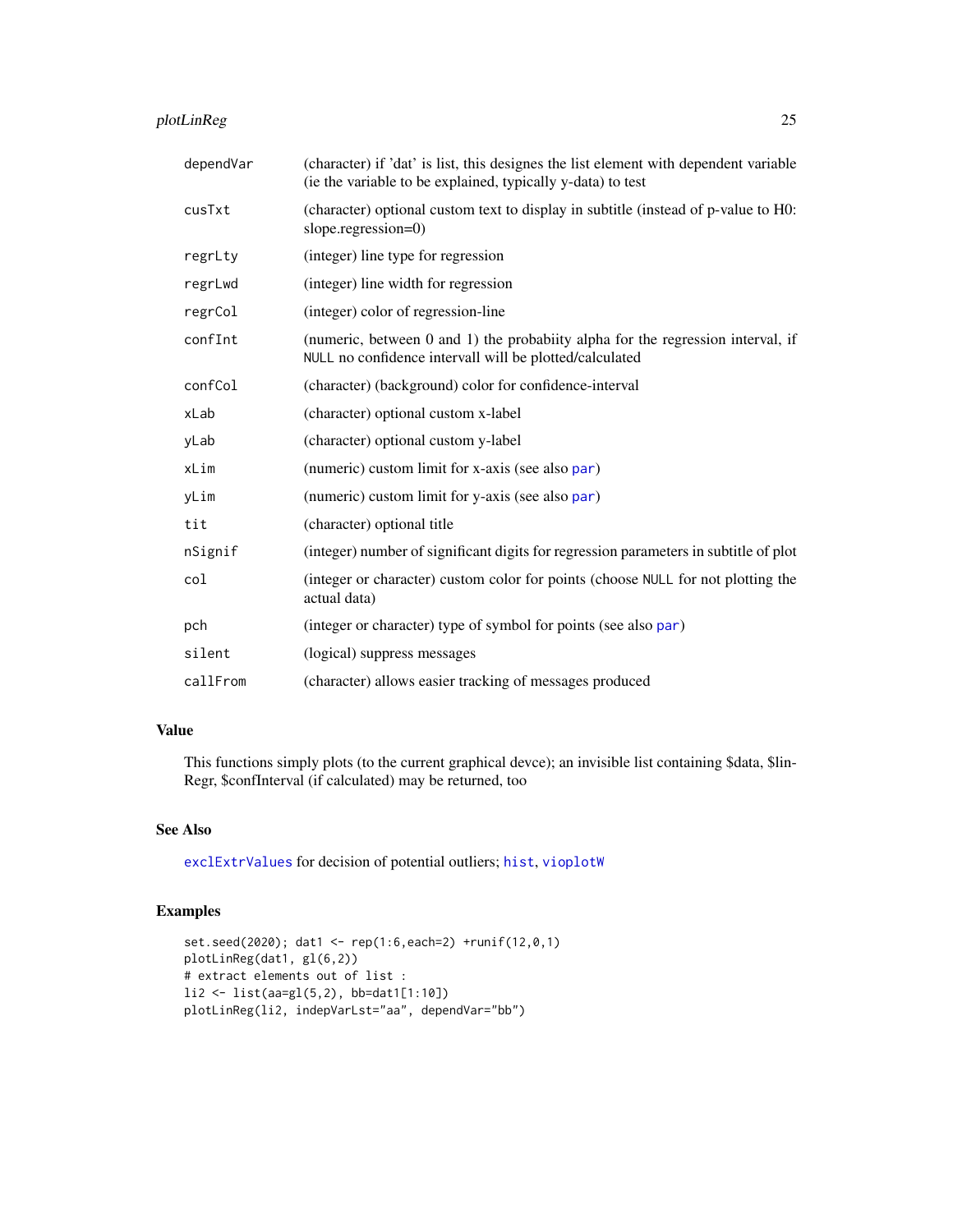| | |
|---|---|
| dependVar | (character) if 'dat' is list, this designes the list element with dependent variable (ie the variable to be explained, typically y-data) to test |
| cusTxt | (character) optional custom text to display in subtitle (instead of p-value to H0: slope.regression=0) |
| regrLty | (integer) line type for regression |
| regrLwd | (integer) line width for regression |
| regrCol | (integer) color of regression-line |
| confInt | (numeric, between 0 and 1) the probabiity alpha for the regression interval, if NULL no confidence intervall will be plotted/calculated |
| confCol | (character) (background) color for confidence-interval |
| xLab | (character) optional custom x-label |
| yLab | (character) optional custom y-label |
| xLim | (numeric) custom limit for x-axis (see also par) |
| yLim | (numeric) custom limit for y-axis (see also par) |
| tit | (character) optional title |
| nSignif | (integer) number of significant digits for regression parameters in subtitle of plot |
| col | (integer or character) custom color for points (choose NULL for not plotting the actual data) |
| pch | (integer or character) type of symbol for points (see also par) |
| silent | (logical) suppress messages |
| callFrom | (character) allows easier tracking of messages produced |

## Value

This functions simply plots (to the current graphical devce); an invisible list containing $data, $linRegr, $confInterval (if calculated) may be returned, too

## See Also

exclExtrValues for decision of potential outliers; hist, vioplotW

## Examples

```
set.seed(2020); dat1 <- rep(1:6,each=2) +runif(12,0,1)
plotLinReg(dat1, gl(6,2))
# extract elements out of list :
li2 <- list(aa=gl(5,2), bb=dat1[1:10])
plotLinReg(li2, indepVarLst="aa", dependVar="bb")
```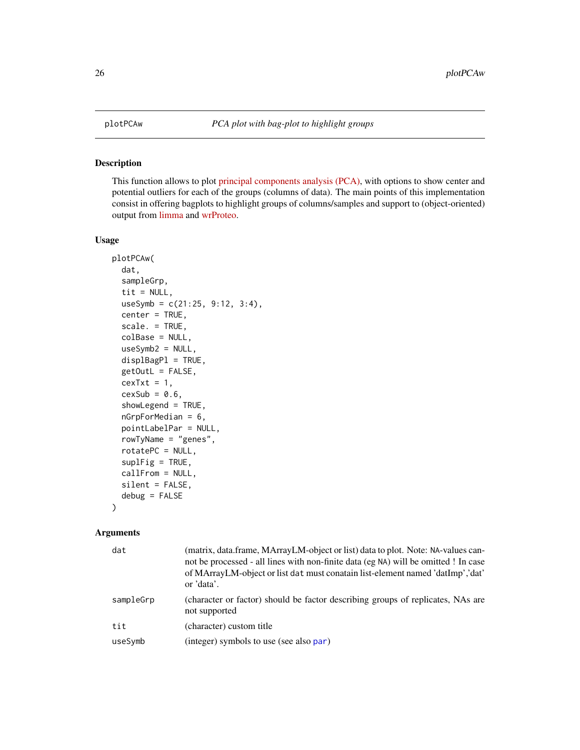plotPCAw — *PCA plot with bag-plot to highlight groups*

## Description

This function allows to plot principal components analysis (PCA), with options to show center and potential outliers for each of the groups (columns of data). The main points of this implementation consist in offering bagplots to highlight groups of columns/samples and support to (object-oriented) output from limma and wrProteo.

## Usage

```
plotPCAw(
  dat,
  sampleGrp,
  tit = NULL,
  useSymb = c(21:25, 9:12, 3:4),
  center = TRUE,
  scale. = TRUE,
  colBase = NULL,
  useSymb2 = NULL,
  displBagPl = TRUE,
  getOutL = FALSE,
  cexTxt = 1,
  cexSub = 0.6,
  showLegend = TRUE,
  nGrpForMedian = 6,
  pointLabelPar = NULL,
  rowTyName = "genes",
  rotatePC = NULL,
  suplFig = TRUE,
  callFrom = NULL,
  silent = FALSE,
  debug = FALSE
)
```

## Arguments

| | |
|---|---|
| `dat` | (matrix, data.frame, MArrayLM-object or list) data to plot. Note: `NA`-values cannot be processed - all lines with non-finite data (eg `NA`) will be omitted ! In case of MArrayLM-object or list `dat` must conatain list-element named 'datImp','dat' or 'data'. |
| `sampleGrp` | (character or factor) should be factor describing groups of replicates, NAs are not supported |
| `tit` | (character) custom title |
| `useSymb` | (integer) symbols to use (see also `par`) |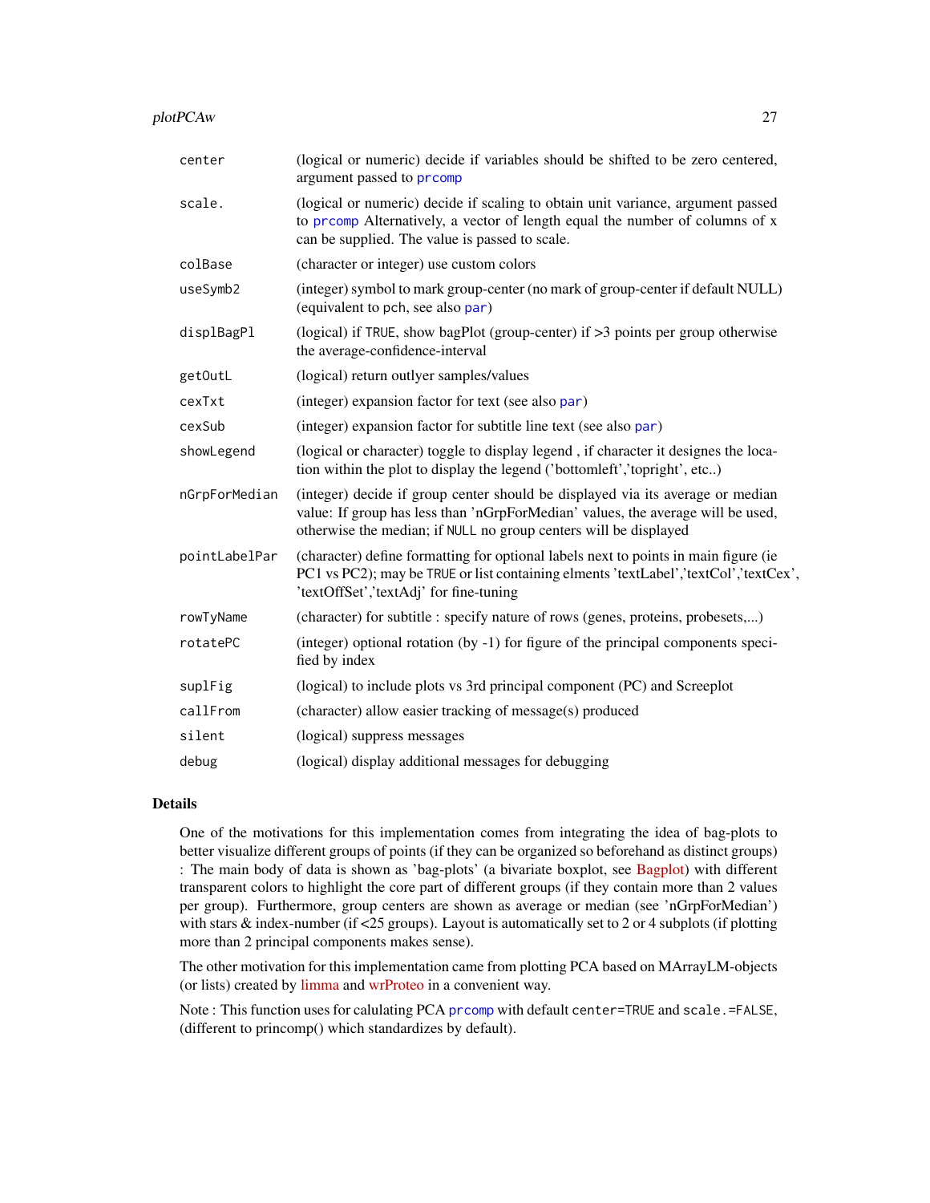| | |
|---|---|
| center | (logical or numeric) decide if variables should be shifted to be zero centered, argument passed to prcomp |
| scale. | (logical or numeric) decide if scaling to obtain unit variance, argument passed to prcomp Alternatively, a vector of length equal the number of columns of x can be supplied. The value is passed to scale. |
| colBase | (character or integer) use custom colors |
| useSymb2 | (integer) symbol to mark group-center (no mark of group-center if default NULL) (equivalent to pch, see also par) |
| displBagPl | (logical) if TRUE, show bagPlot (group-center) if >3 points per group otherwise the average-confidence-interval |
| getOutL | (logical) return outlyer samples/values |
| cexTxt | (integer) expansion factor for text (see also par) |
| cexSub | (integer) expansion factor for subtitle line text (see also par) |
| showLegend | (logical or character) toggle to display legend , if character it designes the location within the plot to display the legend ('bottomleft','topright', etc..) |
| nGrpForMedian | (integer) decide if group center should be displayed via its average or median value: If group has less than 'nGrpForMedian' values, the average will be used, otherwise the median; if NULL no group centers will be displayed |
| pointLabelPar | (character) define formatting for optional labels next to points in main figure (ie PC1 vs PC2); may be TRUE or list containing elments 'textLabel','textCol','textCex', 'textOffSet','textAdj' for fine-tuning |
| rowTyName | (character) for subtitle : specify nature of rows (genes, proteins, probesets,...) |
| rotatePC | (integer) optional rotation (by -1) for figure of the principal components specified by index |
| suplFig | (logical) to include plots vs 3rd principal component (PC) and Screeplot |
| callFrom | (character) allow easier tracking of message(s) produced |
| silent | (logical) suppress messages |
| debug | (logical) display additional messages for debugging |

## Details

One of the motivations for this implementation comes from integrating the idea of bag-plots to better visualize different groups of points (if they can be organized so beforehand as distinct groups) : The main body of data is shown as 'bag-plots' (a bivariate boxplot, see Bagplot) with different transparent colors to highlight the core part of different groups (if they contain more than 2 values per group). Furthermore, group centers are shown as average or median (see 'nGrpForMedian') with stars & index-number (if <25 groups). Layout is automatically set to 2 or 4 subplots (if plotting more than 2 principal components makes sense).

The other motivation for this implementation came from plotting PCA based on MArrayLM-objects (or lists) created by limma and wrProteo in a convenient way.

Note : This function uses for calulating PCA prcomp with default center=TRUE and scale.=FALSE, (different to princomp() which standardizes by default).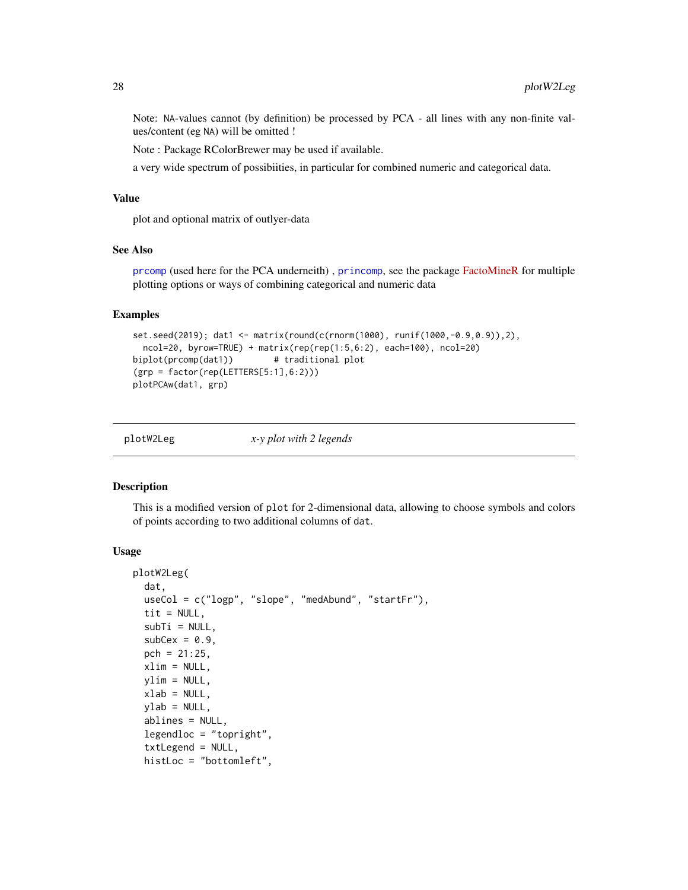Note: NA-values cannot (by definition) be processed by PCA - all lines with any non-finite values/content (eg NA) will be omitted !

Note : Package RColorBrewer may be used if available.

a very wide spectrum of possibiities, in particular for combined numeric and categorical data.

### Value

plot and optional matrix of outlyer-data

### See Also

prcomp (used here for the PCA underneith) , princomp, see the package FactoMineR for multiple plotting options or ways of combining categorical and numeric data

### Examples

```
set.seed(2019); dat1 <- matrix(round(c(rnorm(1000), runif(1000,-0.9,0.9)),2),
  ncol=20, byrow=TRUE) + matrix(rep(rep(1:5,6:2), each=100), ncol=20)
biplot(prcomp(dat1))        # traditional plot
(grp = factor(rep(LETTERS[5:1],6:2)))
plotPCAw(dat1, grp)
```

---

## plotW2Leg &nbsp;&nbsp;&nbsp;&nbsp; *x-y plot with 2 legends*

### Description

This is a modified version of plot for 2-dimensional data, allowing to choose symbols and colors of points according to two additional columns of dat.

### Usage

```
plotW2Leg(
  dat,
  useCol = c("logp", "slope", "medAbund", "startFr"),
  tit = NULL,
  subTi = NULL,
  subCex = 0.9,
  pch = 21:25,
  xlim = NULL,
  ylim = NULL,
  xlab = NULL,
  ylab = NULL,
  ablines = NULL,
  legendloc = "topright",
  txtLegend = NULL,
  histLoc = "bottomleft",
```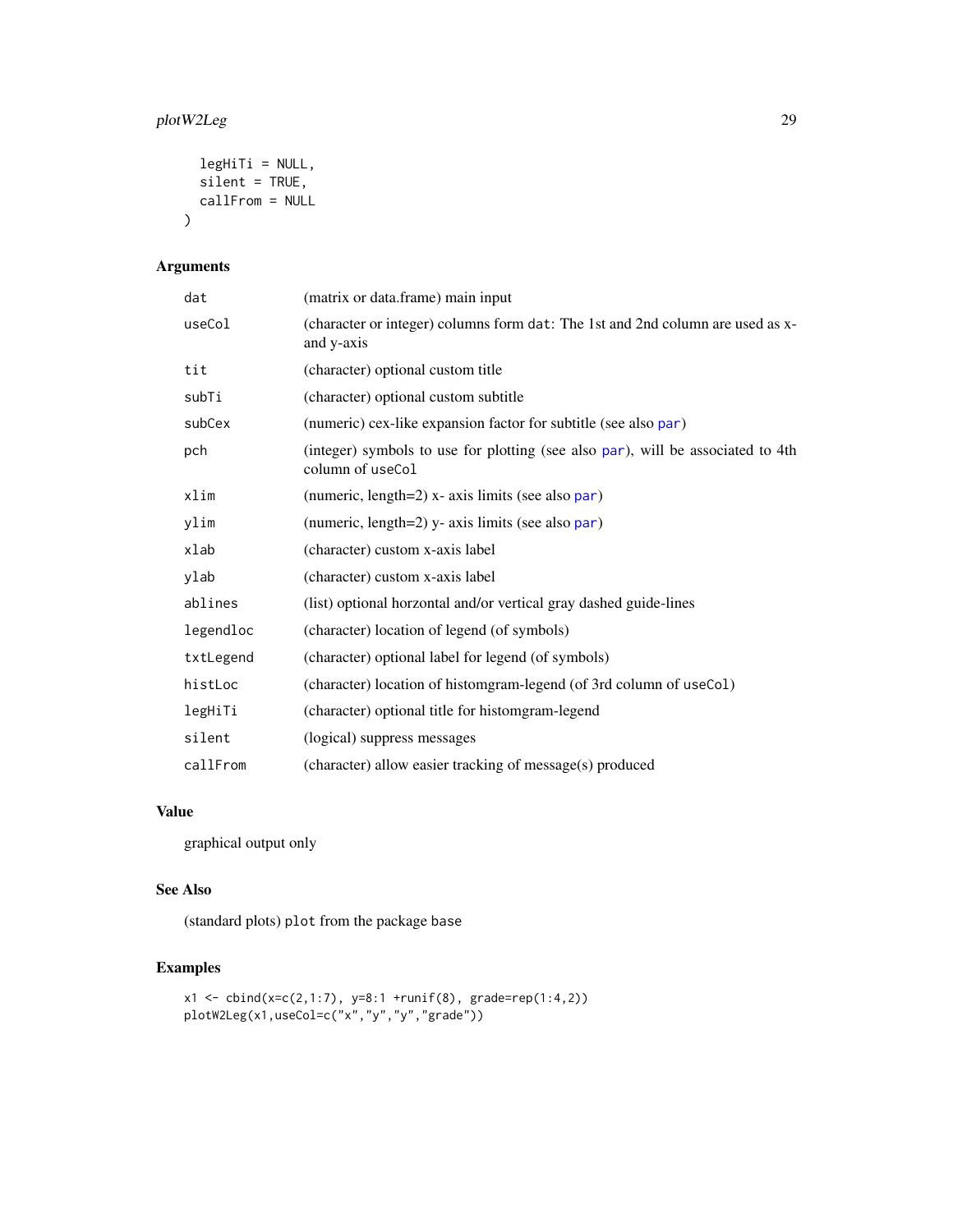```
  legHiTi = NULL,
  silent = TRUE,
  callFrom = NULL
)
```

## Arguments

| | |
|---|---|
| dat | (matrix or data.frame) main input |
| useCol | (character or integer) columns form dat: The 1st and 2nd column are used as x- and y-axis |
| tit | (character) optional custom title |
| subTi | (character) optional custom subtitle |
| subCex | (numeric) cex-like expansion factor for subtitle (see also par) |
| pch | (integer) symbols to use for plotting (see also par), will be associated to 4th column of useCol |
| xlim | (numeric, length=2) x- axis limits (see also par) |
| ylim | (numeric, length=2) y- axis limits (see also par) |
| xlab | (character) custom x-axis label |
| ylab | (character) custom x-axis label |
| ablines | (list) optional horzontal and/or vertical gray dashed guide-lines |
| legendloc | (character) location of legend (of symbols) |
| txtLegend | (character) optional label for legend (of symbols) |
| histLoc | (character) location of histomgram-legend (of 3rd column of useCol) |
| legHiTi | (character) optional title for histomgram-legend |
| silent | (logical) suppress messages |
| callFrom | (character) allow easier tracking of message(s) produced |

## Value

graphical output only

## See Also

(standard plots) plot from the package base

## Examples

```
x1 <- cbind(x=c(2,1:7), y=8:1 +runif(8), grade=rep(1:4,2))
plotW2Leg(x1,useCol=c("x","y","y","grade"))
```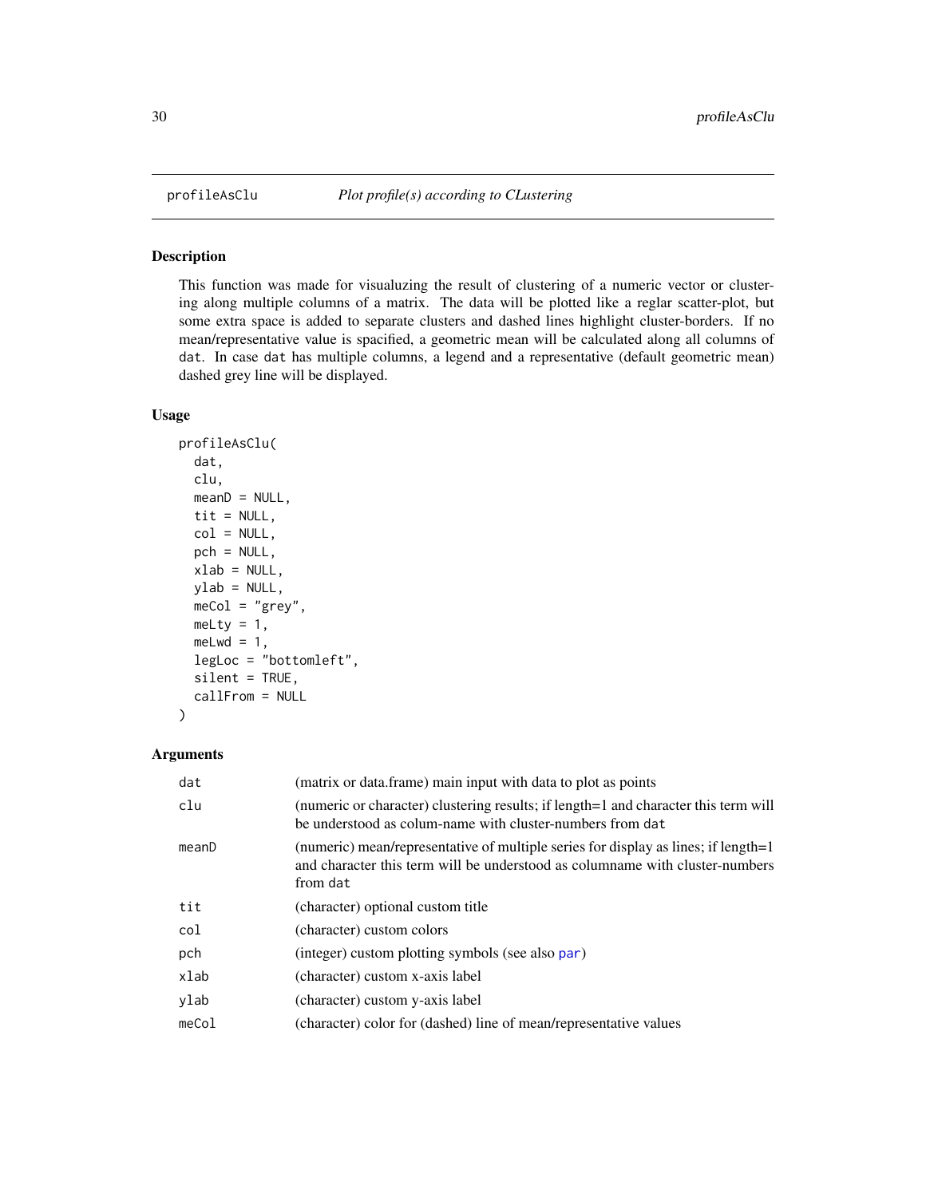## profileAsClu — *Plot profile(s) according to CLustering*

### Description

This function was made for visualuzing the result of clustering of a numeric vector or clustering along multiple columns of a matrix. The data will be plotted like a reglar scatter-plot, but some extra space is added to separate clusters and dashed lines highlight cluster-borders. If no mean/representative value is spacified, a geometric mean will be calculated along all columns of `dat`. In case `dat` has multiple columns, a legend and a representative (default geometric mean) dashed grey line will be displayed.

### Usage

```
profileAsClu(
  dat,
  clu,
  meanD = NULL,
  tit = NULL,
  col = NULL,
  pch = NULL,
  xlab = NULL,
  ylab = NULL,
  meCol = "grey",
  meLty = 1,
  meLwd = 1,
  legLoc = "bottomleft",
  silent = TRUE,
  callFrom = NULL
)
```

### Arguments

| | |
|---|---|
| `dat` | (matrix or data.frame) main input with data to plot as points |
| `clu` | (numeric or character) clustering results; if length=1 and character this term will be understood as colum-name with cluster-numbers from `dat` |
| `meanD` | (numeric) mean/representative of multiple series for display as lines; if length=1 and character this term will be understood as columname with cluster-numbers from `dat` |
| `tit` | (character) optional custom title |
| `col` | (character) custom colors |
| `pch` | (integer) custom plotting symbols (see also `par`) |
| `xlab` | (character) custom x-axis label |
| `ylab` | (character) custom y-axis label |
| `meCol` | (character) color for (dashed) line of mean/representative values |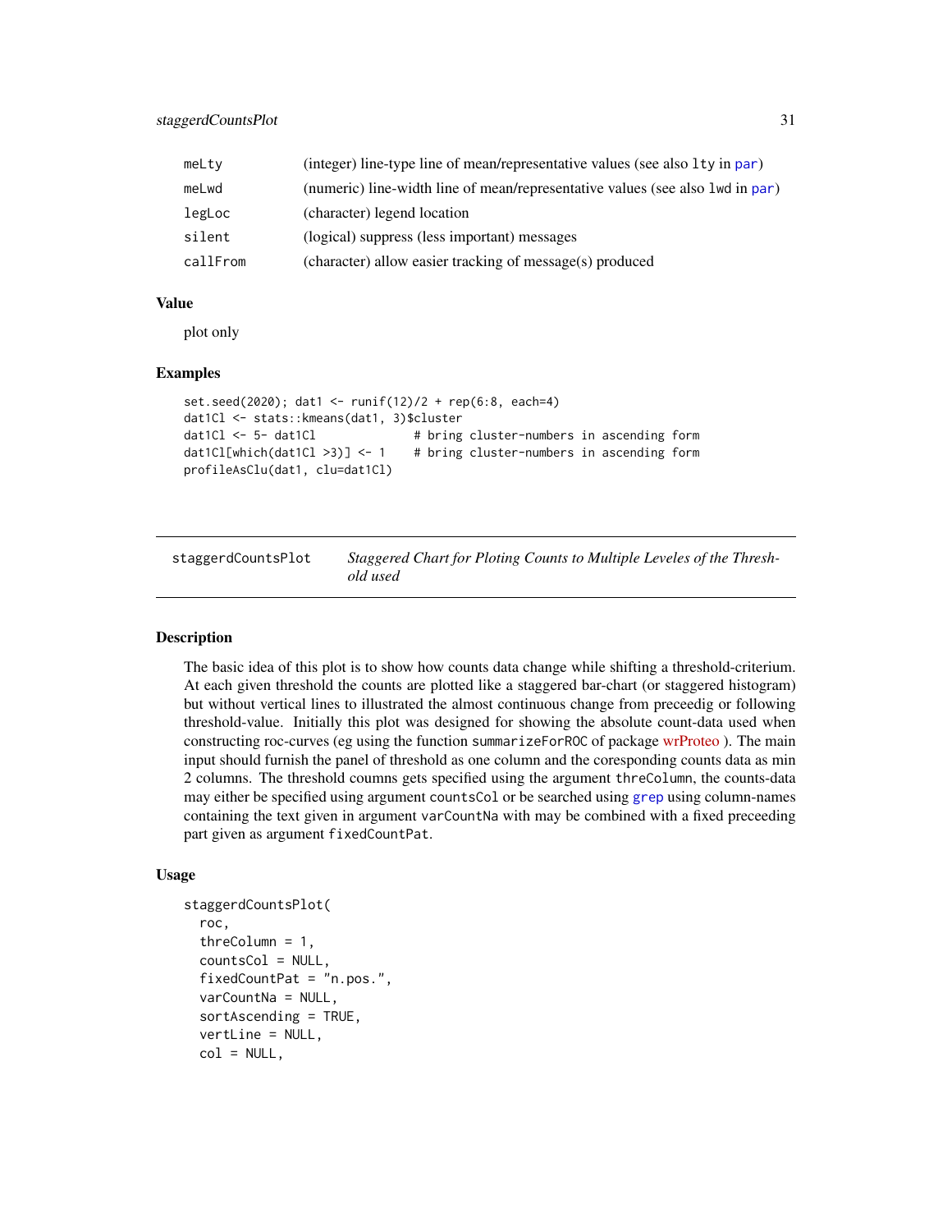| | |
|---|---|
| meLty | (integer) line-type line of mean/representative values (see also lty in par) |
| meLwd | (numeric) line-width line of mean/representative values (see also lwd in par) |
| legLoc | (character) legend location |
| silent | (logical) suppress (less important) messages |
| callFrom | (character) allow easier tracking of message(s) produced |

## Value

plot only

## Examples

```
set.seed(2020); dat1 <- runif(12)/2 + rep(6:8, each=4)
dat1Cl <- stats::kmeans(dat1, 3)$cluster
dat1Cl <- 5- dat1Cl             # bring cluster-numbers in ascending form
dat1Cl[which(dat1Cl >3)] <- 1    # bring cluster-numbers in ascending form
profileAsClu(dat1, clu=dat1Cl)
```

---

# staggerdCountsPlot    *Staggered Chart for Ploting Counts to Multiple Leveles of the Threshold used*

## Description

The basic idea of this plot is to show how counts data change while shifting a threshold-criterium. At each given threshold the counts are plotted like a staggered bar-chart (or staggered histogram) but without vertical lines to illustrated the almost continuous change from preceedig or following threshold-value. Initially this plot was designed for showing the absolute count-data used when constructing roc-curves (eg using the function summarizeForROC of package wrProteo ). The main input should furnish the panel of threshold as one column and the coresponding counts data as min 2 columns. The threshold coumns gets specified using the argument threColumn, the counts-data may either be specified using argument countsCol or be searched using grep using column-names containing the text given in argument varCountNa with may be combined with a fixed preceeding part given as argument fixedCountPat.

## Usage

```
staggerdCountsPlot(
  roc,
  threColumn = 1,
  countsCol = NULL,
  fixedCountPat = "n.pos.",
  varCountNa = NULL,
  sortAscending = TRUE,
  vertLine = NULL,
  col = NULL,
```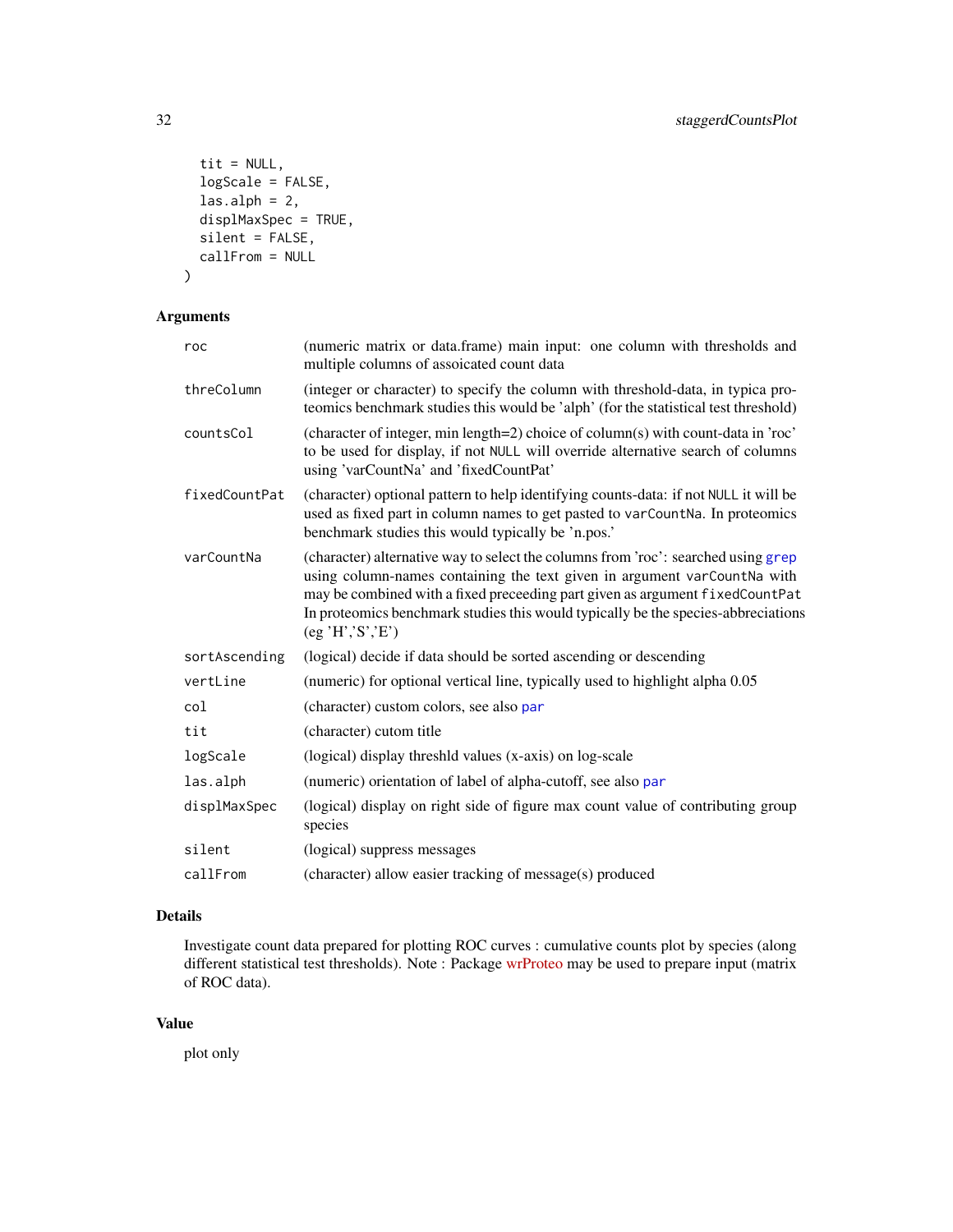```
  tit = NULL,
  logScale = FALSE,
  las.alph = 2,
  displMaxSpec = TRUE,
  silent = FALSE,
  callFrom = NULL
)
```

## Arguments

| | |
|---|---|
| roc | (numeric matrix or data.frame) main input: one column with thresholds and multiple columns of assoicated count data |
| threColumn | (integer or character) to specify the column with threshold-data, in typica proteomics benchmark studies this would be 'alph' (for the statistical test threshold) |
| countsCol | (character of integer, min length=2) choice of column(s) with count-data in 'roc' to be used for display, if not NULL will override alternative search of columns using 'varCountNa' and 'fixedCountPat' |
| fixedCountPat | (character) optional pattern to help identifying counts-data: if not NULL it will be used as fixed part in column names to get pasted to varCountNa. In proteomics benchmark studies this would typically be 'n.pos.' |
| varCountNa | (character) alternative way to select the columns from 'roc': searched using grep using column-names containing the text given in argument varCountNa with may be combined with a fixed preceeding part given as argument fixedCountPat In proteomics benchmark studies this would typically be the species-abbreciations (eg 'H','S','E') |
| sortAscending | (logical) decide if data should be sorted ascending or descending |
| vertLine | (numeric) for optional vertical line, typically used to highlight alpha 0.05 |
| col | (character) custom colors, see also par |
| tit | (character) cutom title |
| logScale | (logical) display threshld values (x-axis) on log-scale |
| las.alph | (numeric) orientation of label of alpha-cutoff, see also par |
| displMaxSpec | (logical) display on right side of figure max count value of contributing group species |
| silent | (logical) suppress messages |
| callFrom | (character) allow easier tracking of message(s) produced |

## Details

Investigate count data prepared for plotting ROC curves : cumulative counts plot by species (along different statistical test thresholds). Note : Package wrProteo may be used to prepare input (matrix of ROC data).

## Value

plot only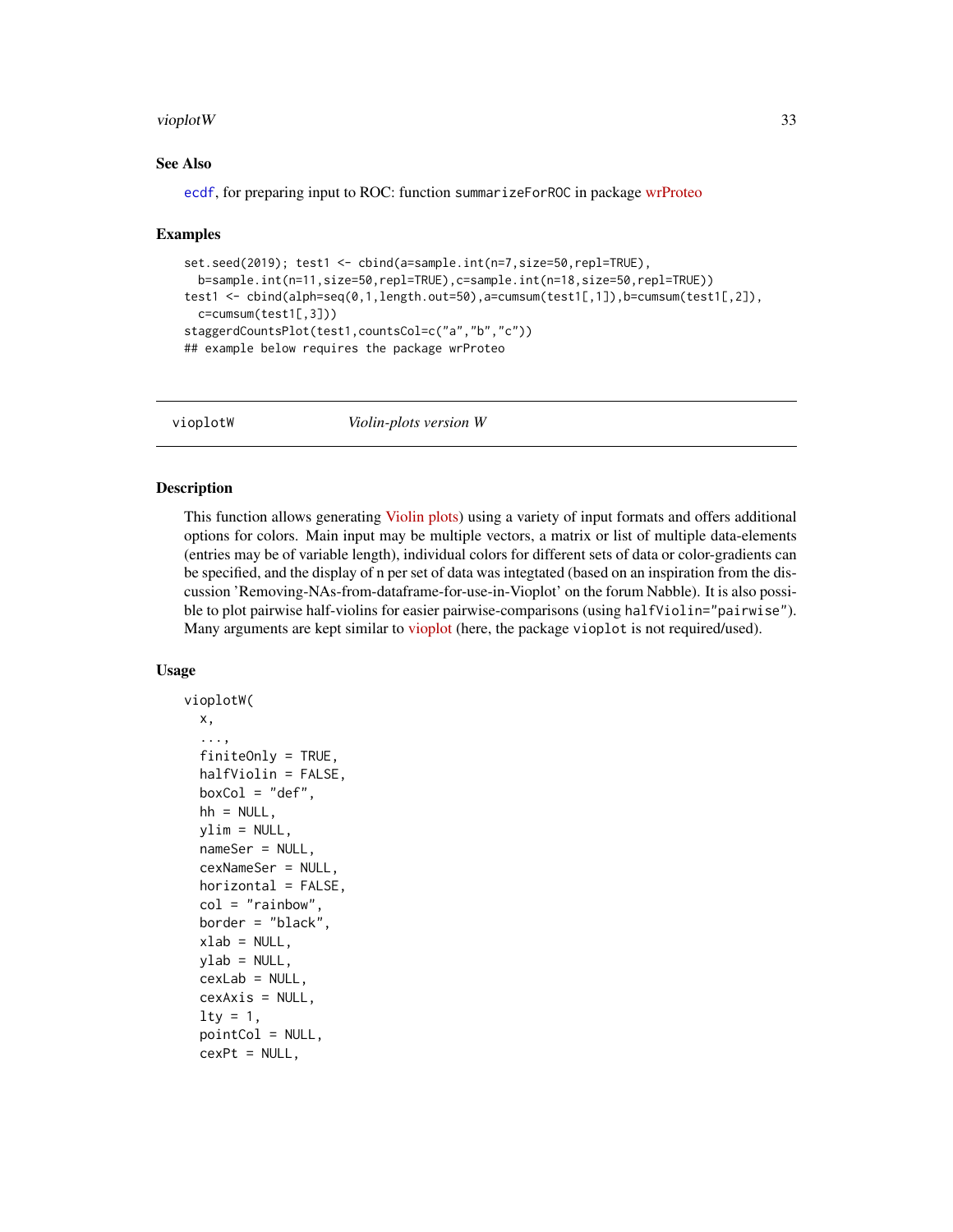## See Also

ecdf, for preparing input to ROC: function summarizeForROC in package wrProteo

## Examples

```
set.seed(2019); test1 <- cbind(a=sample.int(n=7,size=50,repl=TRUE),
  b=sample.int(n=11,size=50,repl=TRUE),c=sample.int(n=18,size=50,repl=TRUE))
test1 <- cbind(alph=seq(0,1,length.out=50),a=cumsum(test1[,1]),b=cumsum(test1[,2]),
  c=cumsum(test1[,3]))
staggerdCountsPlot(test1,countsCol=c("a","b","c"))
## example below requires the package wrProteo
```

---

# vioplotW — *Violin-plots version W*

---

## Description

This function allows generating Violin plots) using a variety of input formats and offers additional options for colors. Main input may be multiple vectors, a matrix or list of multiple data-elements (entries may be of variable length), individual colors for different sets of data or color-gradients can be specified, and the display of n per set of data was integtated (based on an inspiration from the discussion 'Removing-NAs-from-dataframe-for-use-in-Vioplot' on the forum Nabble). It is also possible to plot pairwise half-violins for easier pairwise-comparisons (using `halfViolin="pairwise"`). Many arguments are kept similar to vioplot (here, the package `vioplot` is not required/used).

## Usage

```
vioplotW(
  x,
  ...,
  finiteOnly = TRUE,
  halfViolin = FALSE,
  boxCol = "def",
  hh = NULL,
  ylim = NULL,
  nameSer = NULL,
  cexNameSer = NULL,
  horizontal = FALSE,
  col = "rainbow",
  border = "black",
  xlab = NULL,
  ylab = NULL,
  cexLab = NULL,
  cexAxis = NULL,
  lty = 1,
  pointCol = NULL,
  cexPt = NULL,
```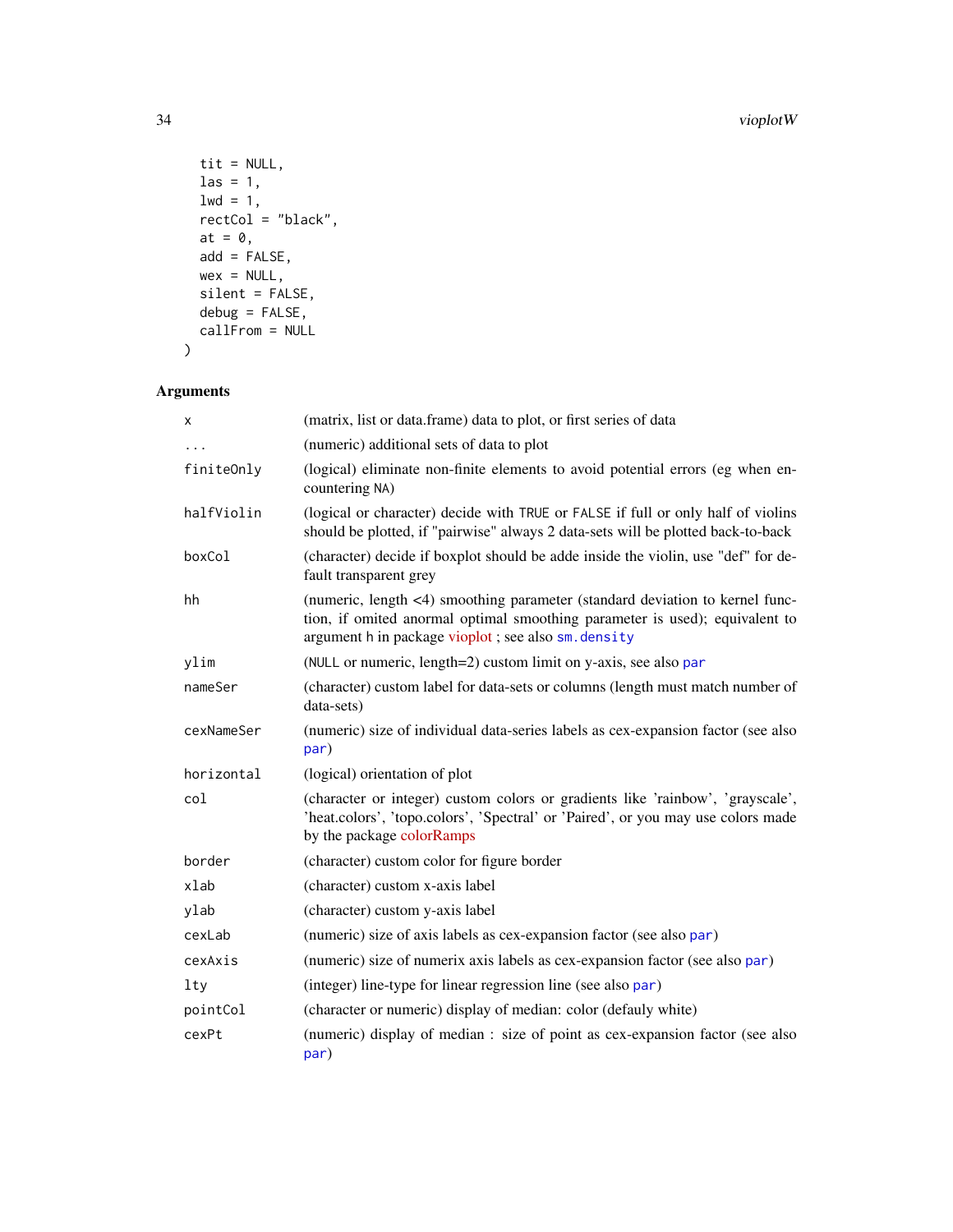```
  tit = NULL,
  las = 1,
  lwd = 1,
  rectCol = "black",
  at = 0,
  add = FALSE,
  wex = NULL,
  silent = FALSE,
  debug = FALSE,
  callFrom = NULL
)
```

## Arguments

| | |
|---|---|
| `x` | (matrix, list or data.frame) data to plot, or first series of data |
| `...` | (numeric) additional sets of data to plot |
| `finiteOnly` | (logical) eliminate non-finite elements to avoid potential errors (eg when encountering `NA`) |
| `halfViolin` | (logical or character) decide with `TRUE` or `FALSE` if full or only half of violins should be plotted, if "pairwise" always 2 data-sets will be plotted back-to-back |
| `boxCol` | (character) decide if boxplot should be adde inside the violin, use "def" for default transparent grey |
| `hh` | (numeric, length <4) smoothing parameter (standard deviation to kernel function, if omited anormal optimal smoothing parameter is used); equivalent to argument h in package vioplot ; see also `sm.density` |
| `ylim` | (`NULL` or numeric, length=2) custom limit on y-axis, see also `par` |
| `nameSer` | (character) custom label for data-sets or columns (length must match number of data-sets) |
| `cexNameSer` | (numeric) size of individual data-series labels as cex-expansion factor (see also `par`) |
| `horizontal` | (logical) orientation of plot |
| `col` | (character or integer) custom colors or gradients like 'rainbow', 'grayscale', 'heat.colors', 'topo.colors', 'Spectral' or 'Paired', or you may use colors made by the package colorRamps |
| `border` | (character) custom color for figure border |
| `xlab` | (character) custom x-axis label |
| `ylab` | (character) custom y-axis label |
| `cexLab` | (numeric) size of axis labels as cex-expansion factor (see also `par`) |
| `cexAxis` | (numeric) size of numerix axis labels as cex-expansion factor (see also `par`) |
| `lty` | (integer) line-type for linear regression line (see also `par`) |
| `pointCol` | (character or numeric) display of median: color (defauly white) |
| `cexPt` | (numeric) display of median : size of point as cex-expansion factor (see also `par`) |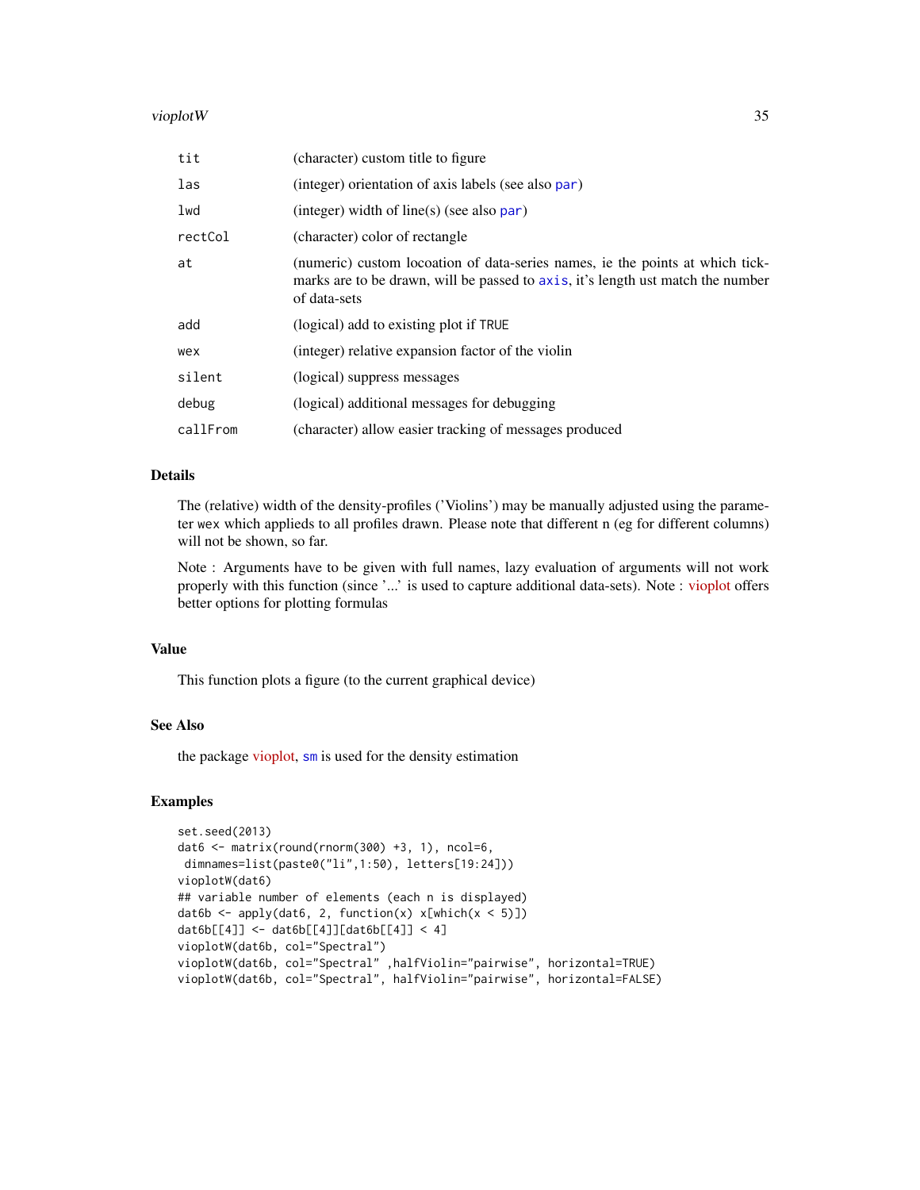| | |
|---|---|
| tit | (character) custom title to figure |
| las | (integer) orientation of axis labels (see also par) |
| lwd | (integer) width of line(s) (see also par) |
| rectCol | (character) color of rectangle |
| at | (numeric) custom locoation of data-series names, ie the points at which tick-marks are to be drawn, will be passed to axis, it's length ust match the number of data-sets |
| add | (logical) add to existing plot if TRUE |
| wex | (integer) relative expansion factor of the violin |
| silent | (logical) suppress messages |
| debug | (logical) additional messages for debugging |
| callFrom | (character) allow easier tracking of messages produced |

## Details

The (relative) width of the density-profiles ('Violins') may be manually adjusted using the parameter wex which applieds to all profiles drawn. Please note that different n (eg for different columns) will not be shown, so far.

Note : Arguments have to be given with full names, lazy evaluation of arguments will not work properly with this function (since '...' is used to capture additional data-sets). Note : vioplot offers better options for plotting formulas

## Value

This function plots a figure (to the current graphical device)

## See Also

the package vioplot, sm is used for the density estimation

## Examples

```
set.seed(2013)
dat6 <- matrix(round(rnorm(300) +3, 1), ncol=6,
 dimnames=list(paste0("li",1:50), letters[19:24]))
vioplotW(dat6)
## variable number of elements (each n is displayed)
dat6b <- apply(dat6, 2, function(x) x[which(x < 5)])
dat6b[[4]] <- dat6b[[4]][dat6b[[4]] < 4]
vioplotW(dat6b, col="Spectral")
vioplotW(dat6b, col="Spectral" ,halfViolin="pairwise", horizontal=TRUE)
vioplotW(dat6b, col="Spectral", halfViolin="pairwise", horizontal=FALSE)
```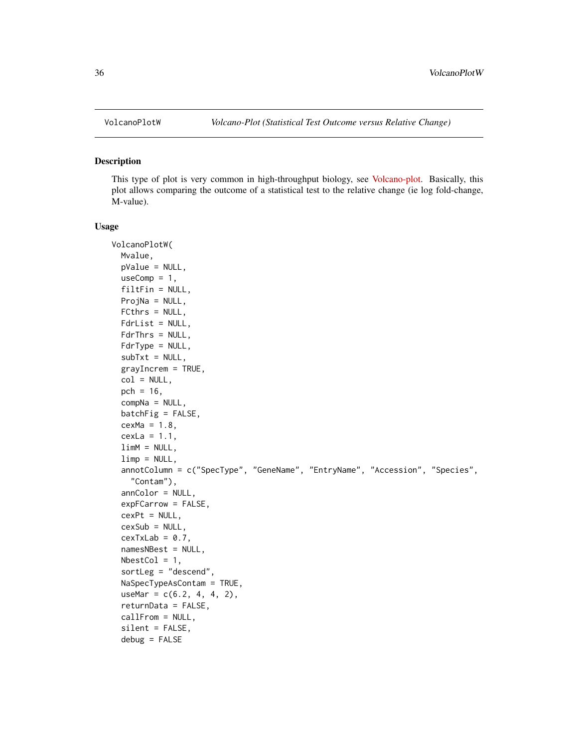VolcanoPlotW    *Volcano-Plot (Statistical Test Outcome versus Relative Change)*

## Description

This type of plot is very common in high-throughput biology, see Volcano-plot. Basically, this plot allows comparing the outcome of a statistical test to the relative change (ie log fold-change, M-value).

## Usage

```
VolcanoPlotW(
  Mvalue,
  pValue = NULL,
  useComp = 1,
  filtFin = NULL,
  ProjNa = NULL,
  FCthrs = NULL,
  FdrList = NULL,
  FdrThrs = NULL,
  FdrType = NULL,
  subTxt = NULL,
  grayIncrem = TRUE,
  col = NULL,
  pch = 16,
  compNa = NULL,
  batchFig = FALSE,
  cexMa = 1.8,
  cexLa = 1.1,
  limM = NULL,
  limp = NULL,
  annotColumn = c("SpecType", "GeneName", "EntryName", "Accession", "Species",
    "Contam"),
  annColor = NULL,
  expFCarrow = FALSE,
  cexPt = NULL,
  cexSub = NULL,
  cexTxLab = 0.7,
  namesNBest = NULL,
  NbestCol = 1,
  sortLeg = "descend",
  NaSpecTypeAsContam = TRUE,
  useMar = c(6.2, 4, 4, 2),
  returnData = FALSE,
  callFrom = NULL,
  silent = FALSE,
  debug = FALSE
```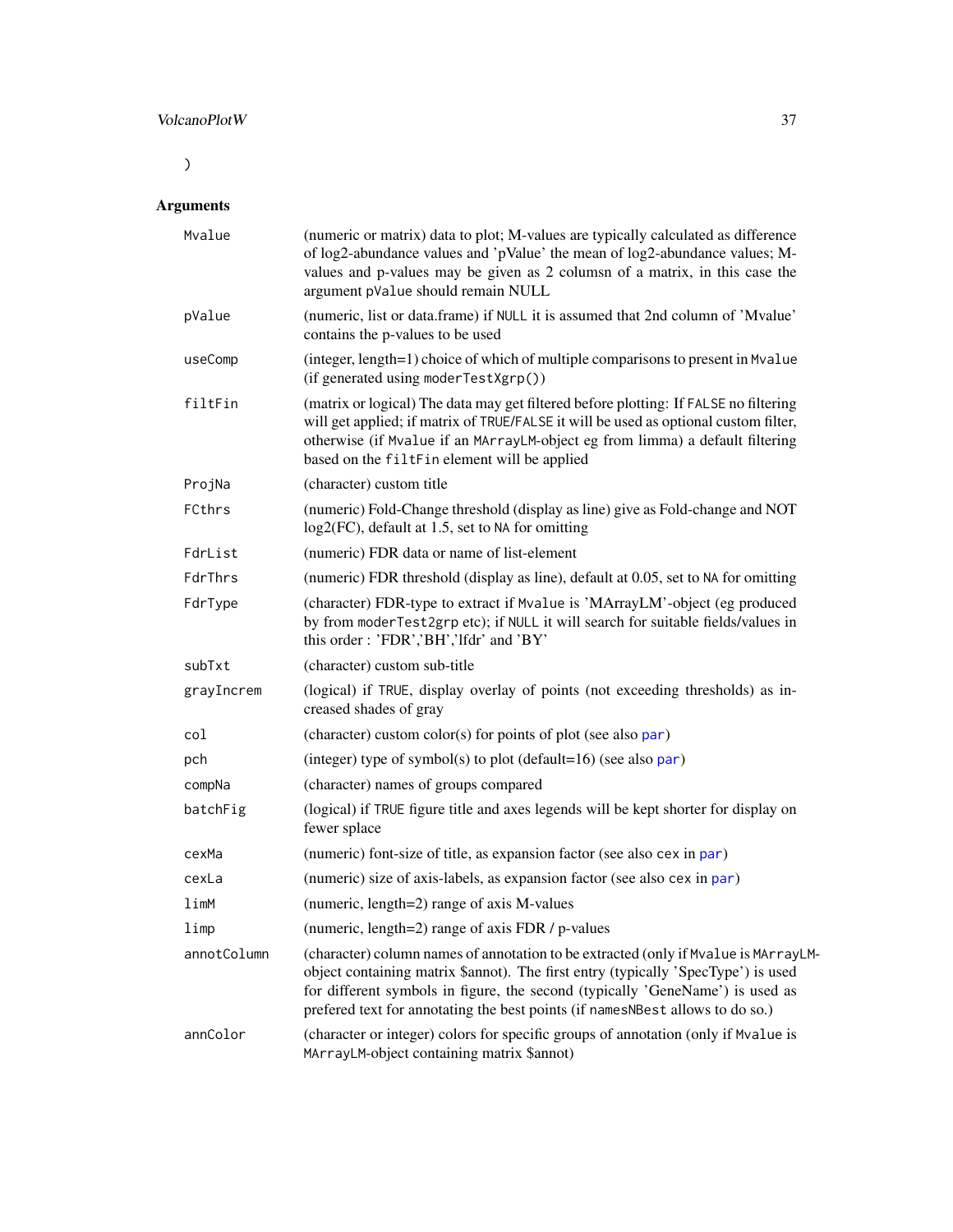)

## Arguments

| Argument | Description |
|---|---|
| `Mvalue` | (numeric or matrix) data to plot; M-values are typically calculated as difference of log2-abundance values and 'pValue' the mean of log2-abundance values; M-values and p-values may be given as 2 columsn of a matrix, in this case the argument `pValue` should remain NULL |
| `pValue` | (numeric, list or data.frame) if `NULL` it is assumed that 2nd column of 'Mvalue' contains the p-values to be used |
| `useComp` | (integer, length=1) choice of which of multiple comparisons to present in `Mvalue` (if generated using `moderTestXgrp()`) |
| `filtFin` | (matrix or logical) The data may get filtered before plotting: If `FALSE` no filtering will get applied; if matrix of `TRUE`/`FALSE` it will be used as optional custom filter, otherwise (if `Mvalue` if an `MArrayLM`-object eg from limma) a default filtering based on the `filtFin` element will be applied |
| `ProjNa` | (character) custom title |
| `FCthrs` | (numeric) Fold-Change threshold (display as line) give as Fold-change and NOT log2(FC), default at 1.5, set to `NA` for omitting |
| `FdrList` | (numeric) FDR data or name of list-element |
| `FdrThrs` | (numeric) FDR threshold (display as line), default at 0.05, set to `NA` for omitting |
| `FdrType` | (character) FDR-type to extract if `Mvalue` is 'MArrayLM'-object (eg produced by from `moderTest2grp` etc); if `NULL` it will search for suitable fields/values in this order : 'FDR','BH','lfdr' and 'BY' |
| `subTxt` | (character) custom sub-title |
| `grayIncrem` | (logical) if `TRUE`, display overlay of points (not exceeding thresholds) as increased shades of gray |
| `col` | (character) custom color(s) for points of plot (see also `par`) |
| `pch` | (integer) type of symbol(s) to plot (default=16) (see also `par`) |
| `compNa` | (character) names of groups compared |
| `batchFig` | (logical) if `TRUE` figure title and axes legends will be kept shorter for display on fewer splace |
| `cexMa` | (numeric) font-size of title, as expansion factor (see also `cex` in `par`) |
| `cexLa` | (numeric) size of axis-labels, as expansion factor (see also `cex` in `par`) |
| `limM` | (numeric, length=2) range of axis M-values |
| `limp` | (numeric, length=2) range of axis FDR / p-values |
| `annotColumn` | (character) column names of annotation to be extracted (only if `Mvalue` is `MArrayLM`-object containing matrix $annot). The first entry (typically 'SpecType') is used for different symbols in figure, the second (typically 'GeneName') is used as prefered text for annotating the best points (if `namesNBest` allows to do so.) |
| `annColor` | (character or integer) colors for specific groups of annotation (only if `Mvalue` is `MArrayLM`-object containing matrix $annot) |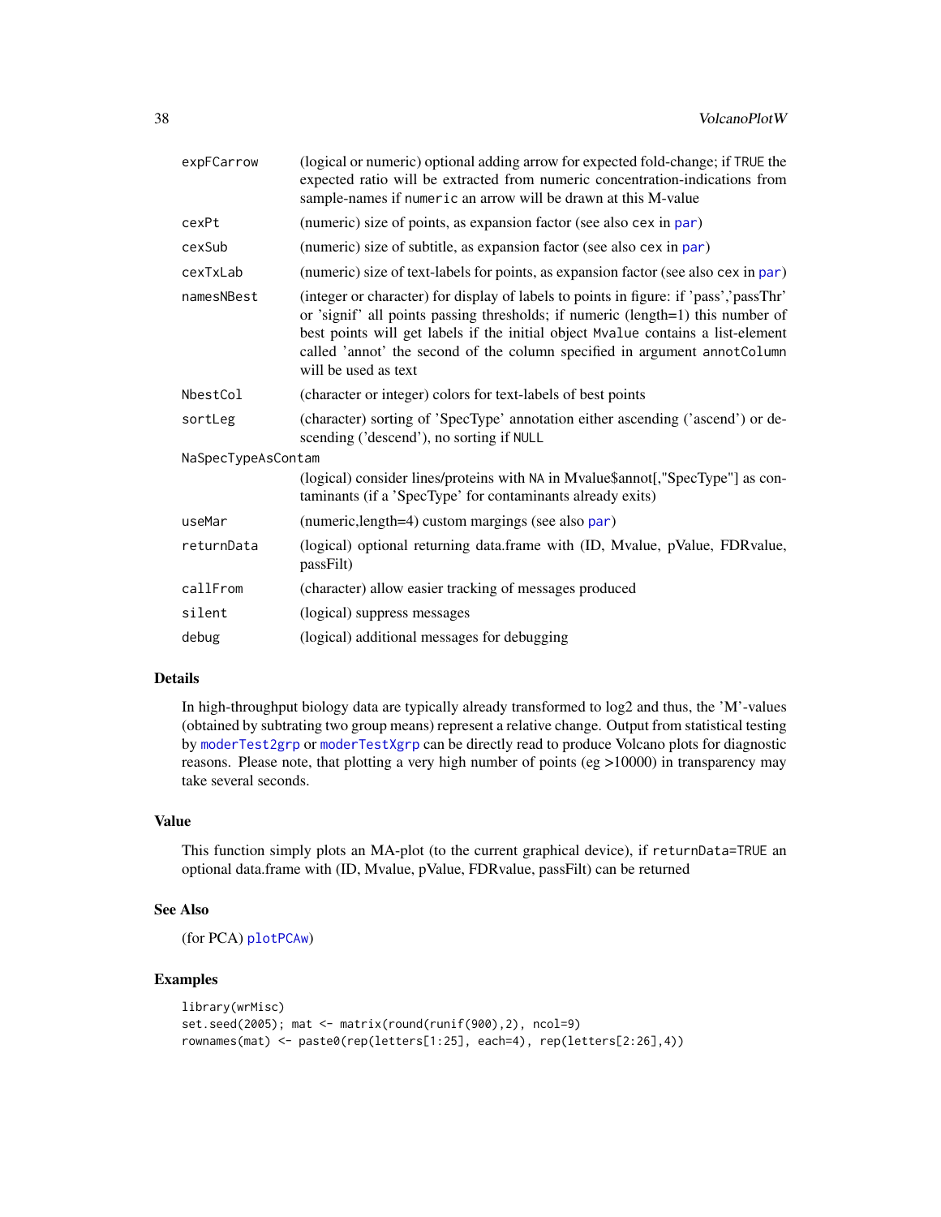| | |
|---|---|
| `expFCarrow` | (logical or numeric) optional adding arrow for expected fold-change; if `TRUE` the expected ratio will be extracted from numeric concentration-indications from sample-names if `numeric` an arrow will be drawn at this M-value |
| `cexPt` | (numeric) size of points, as expansion factor (see also `cex` in `par`) |
| `cexSub` | (numeric) size of subtitle, as expansion factor (see also `cex` in `par`) |
| `cexTxLab` | (numeric) size of text-labels for points, as expansion factor (see also `cex` in `par`) |
| `namesNBest` | (integer or character) for display of labels to points in figure: if 'pass','passThr' or 'signif' all points passing thresholds; if numeric (length=1) this number of best points will get labels if the initial object `Mvalue` contains a list-element called 'annot' the second of the column specified in argument `annotColumn` will be used as text |
| `NbestCol` | (character or integer) colors for text-labels of best points |
| `sortLeg` | (character) sorting of 'SpecType' annotation either ascending ('ascend') or descending ('descend'), no sorting if `NULL` |
| `NaSpecTypeAsContam` | (logical) consider lines/proteins with `NA` in Mvalue$annot[,"SpecType"] as contaminants (if a 'SpecType' for contaminants already exits) |
| `useMar` | (numeric,length=4) custom margings (see also `par`) |
| `returnData` | (logical) optional returning data.frame with (ID, Mvalue, pValue, FDRvalue, passFilt) |
| `callFrom` | (character) allow easier tracking of messages produced |
| `silent` | (logical) suppress messages |
| `debug` | (logical) additional messages for debugging |

## Details

In high-throughput biology data are typically already transformed to log2 and thus, the 'M'-values (obtained by subtrating two group means) represent a relative change. Output from statistical testing by `moderTest2grp` or `moderTestXgrp` can be directly read to produce Volcano plots for diagnostic reasons. Please note, that plotting a very high number of points (eg >10000) in transparency may take several seconds.

## Value

This function simply plots an MA-plot (to the current graphical device), if `returnData=TRUE` an optional data.frame with (ID, Mvalue, pValue, FDRvalue, passFilt) can be returned

## See Also

(for PCA) `plotPCAw`)

## Examples

```
library(wrMisc)
set.seed(2005); mat <- matrix(round(runif(900),2), ncol=9)
rownames(mat) <- paste0(rep(letters[1:25], each=4), rep(letters[2:26],4))
```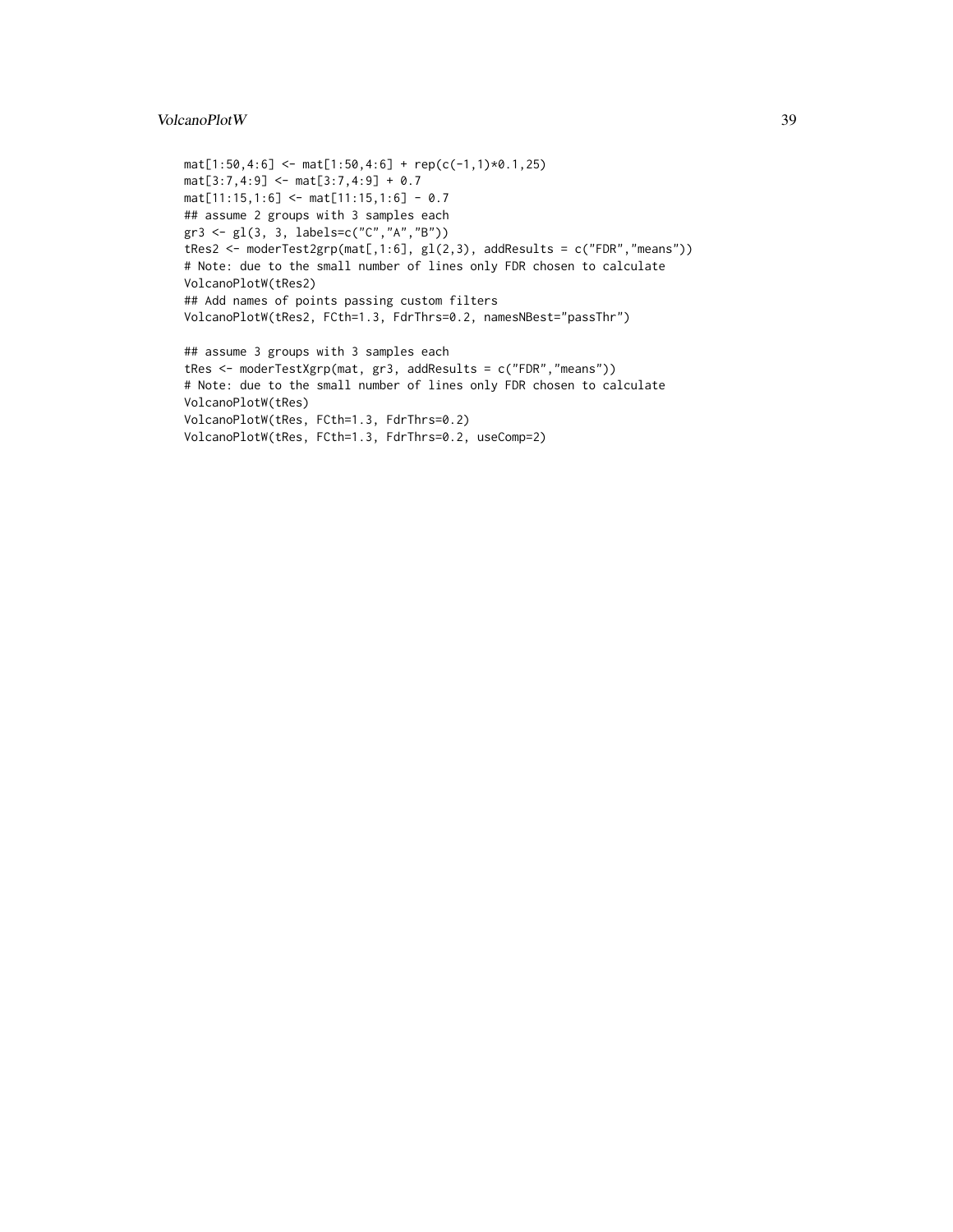```
mat[1:50,4:6] <- mat[1:50,4:6] + rep(c(-1,1)*0.1,25)
mat[3:7,4:9] <- mat[3:7,4:9] + 0.7
mat[11:15,1:6] <- mat[11:15,1:6] - 0.7
## assume 2 groups with 3 samples each
gr3 <- gl(3, 3, labels=c("C","A","B"))
tRes2 <- moderTest2grp(mat[,1:6], gl(2,3), addResults = c("FDR","means"))
# Note: due to the small number of lines only FDR chosen to calculate
VolcanoPlotW(tRes2)
## Add names of points passing custom filters
VolcanoPlotW(tRes2, FCth=1.3, FdrThrs=0.2, namesNBest="passThr")

## assume 3 groups with 3 samples each
tRes <- moderTestXgrp(mat, gr3, addResults = c("FDR","means"))
# Note: due to the small number of lines only FDR chosen to calculate
VolcanoPlotW(tRes)
VolcanoPlotW(tRes, FCth=1.3, FdrThrs=0.2)
VolcanoPlotW(tRes, FCth=1.3, FdrThrs=0.2, useComp=2)
```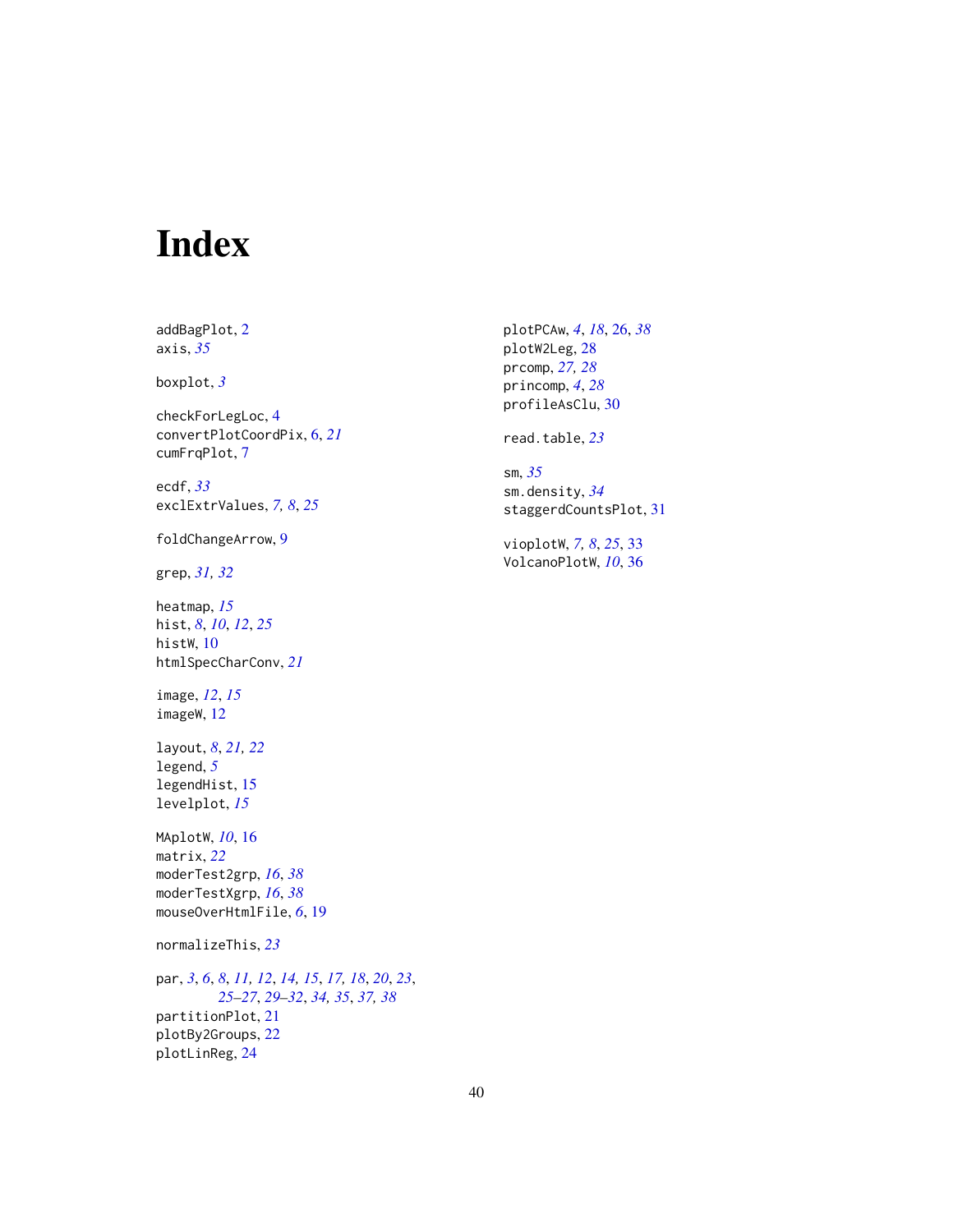# Index

addBagPlot, 2
axis, *35*

boxplot, *3*

checkForLegLoc, 4
convertPlotCoordPix, 6, *21*
cumFrqPlot, 7

ecdf, *33*
exclExtrValues, *7, 8*, *25*

foldChangeArrow, 9

grep, *31, 32*

heatmap, *15*
hist, *8*, *10*, *12*, *25*
histW, 10
htmlSpecCharConv, *21*

image, *12*, *15*
imageW, 12

layout, *8*, *21, 22*
legend, *5*
legendHist, 15
levelplot, *15*

MAplotW, *10*, 16
matrix, *22*
moderTest2grp, *16*, *38*
moderTestXgrp, *16*, *38*
mouseOverHtmlFile, *6*, 19

normalizeThis, *23*

par, *3*, *6*, *8*, *11, 12*, *14, 15*, *17, 18*, *20*, *23*, *25–27*, *29–32*, *34, 35*, *37, 38*
partitionPlot, 21
plotBy2Groups, 22
plotLinReg, 24
plotPCAw, *4*, *18*, 26, *38*
plotW2Leg, 28
prcomp, *27, 28*
princomp, *4*, *28*
profileAsClu, 30

read.table, *23*

sm, *35*
sm.density, *34*
staggerdCountsPlot, 31

vioplotW, *7, 8*, *25*, 33
VolcanoPlotW, *10*, 36